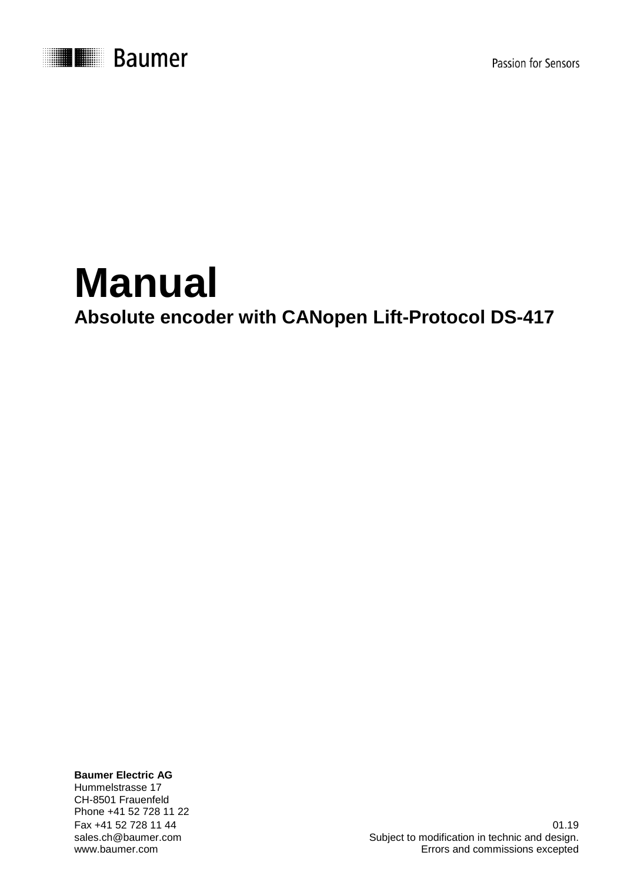Baumer

Passion for Sensors

# Manual

## Absolute encoder with CANopen Lift-Protocol DS-417

**Baumer Electric AG**
Hummelstrasse 17
CH-8501 Frauenfeld
Phone +41 52 728 11 22
Fax +41 52 728 11 44
sales.ch@baumer.com
www.baumer.com

01.19
Subject to modification in technic and design.
Errors and commissions excepted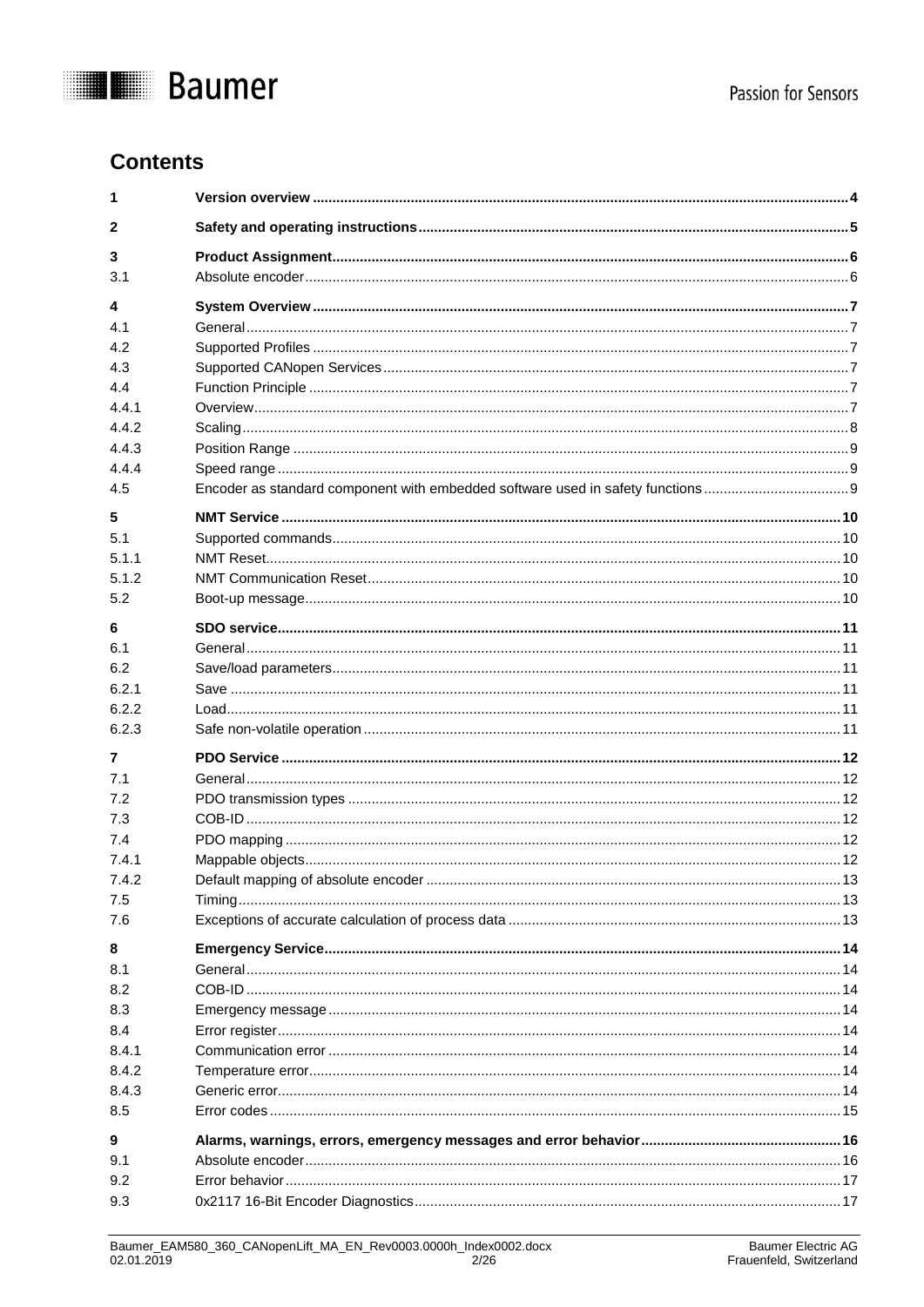# Contents

| | | |
|---|---|---|
| **1** | **Version overview** | **4** |
| **2** | **Safety and operating instructions** | **5** |
| **3** | **Product Assignment** | **6** |
| 3.1 | Absolute encoder | 6 |
| **4** | **System Overview** | **7** |
| 4.1 | General | 7 |
| 4.2 | Supported Profiles | 7 |
| 4.3 | Supported CANopen Services | 7 |
| 4.4 | Function Principle | 7 |
| 4.4.1 | Overview | 7 |
| 4.4.2 | Scaling | 8 |
| 4.4.3 | Position Range | 9 |
| 4.4.4 | Speed range | 9 |
| 4.5 | Encoder as standard component with embedded software used in safety functions | 9 |
| **5** | **NMT Service** | **10** |
| 5.1 | Supported commands | 10 |
| 5.1.1 | NMT Reset | 10 |
| 5.1.2 | NMT Communication Reset | 10 |
| 5.2 | Boot-up message | 10 |
| **6** | **SDO service** | **11** |
| 6.1 | General | 11 |
| 6.2 | Save/load parameters | 11 |
| 6.2.1 | Save | 11 |
| 6.2.2 | Load | 11 |
| 6.2.3 | Safe non-volatile operation | 11 |
| **7** | **PDO Service** | **12** |
| 7.1 | General | 12 |
| 7.2 | PDO transmission types | 12 |
| 7.3 | COB-ID | 12 |
| 7.4 | PDO mapping | 12 |
| 7.4.1 | Mappable objects | 12 |
| 7.4.2 | Default mapping of absolute encoder | 13 |
| 7.5 | Timing | 13 |
| 7.6 | Exceptions of accurate calculation of process data | 13 |
| **8** | **Emergency Service** | **14** |
| 8.1 | General | 14 |
| 8.2 | COB-ID | 14 |
| 8.3 | Emergency message | 14 |
| 8.4 | Error register | 14 |
| 8.4.1 | Communication error | 14 |
| 8.4.2 | Temperature error | 14 |
| 8.4.3 | Generic error | 14 |
| 8.5 | Error codes | 15 |
| **9** | **Alarms, warnings, errors, emergency messages and error behavior** | **16** |
| 9.1 | Absolute encoder | 16 |
| 9.2 | Error behavior | 17 |
| 9.3 | 0x2117 16-Bit Encoder Diagnostics | 17 |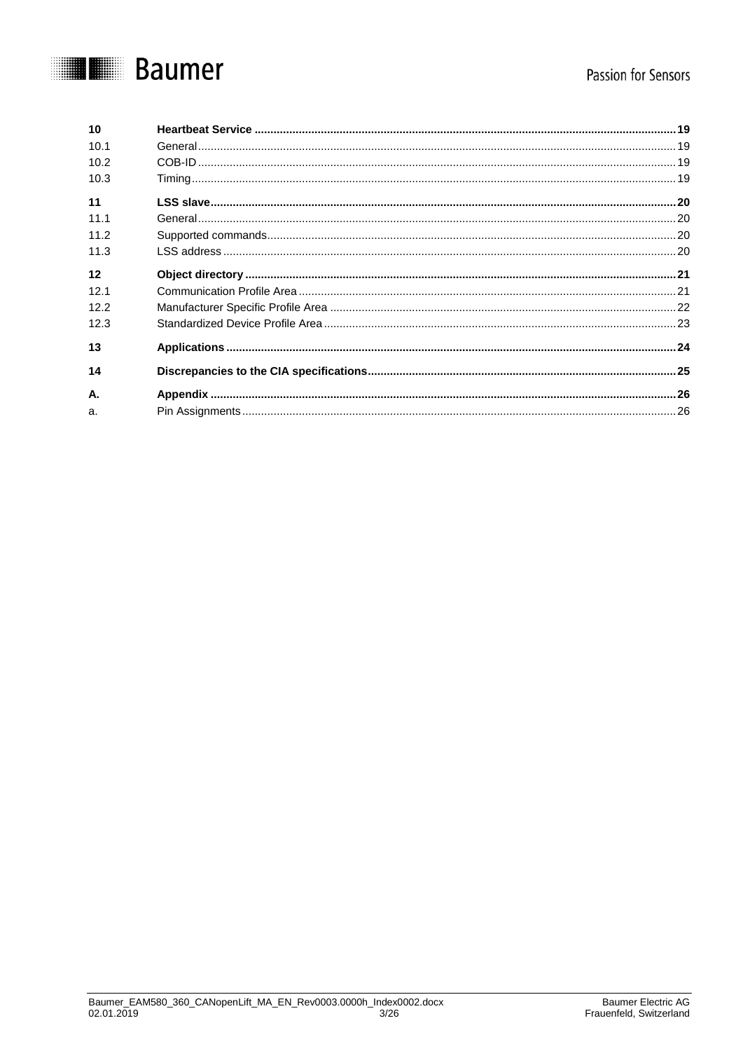| | | |
|---|---|---|
| **10** | **Heartbeat Service** | **19** |
| 10.1 | General | 19 |
| 10.2 | COB-ID | 19 |
| 10.3 | Timing | 19 |
| **11** | **LSS slave** | **20** |
| 11.1 | General | 20 |
| 11.2 | Supported commands | 20 |
| 11.3 | LSS address | 20 |
| **12** | **Object directory** | **21** |
| 12.1 | Communication Profile Area | 21 |
| 12.2 | Manufacturer Specific Profile Area | 22 |
| 12.3 | Standardized Device Profile Area | 23 |
| **13** | **Applications** | **24** |
| **14** | **Discrepancies to the CIA specifications** | **25** |
| **A.** | **Appendix** | **26** |
| a. | Pin Assignments | 26 |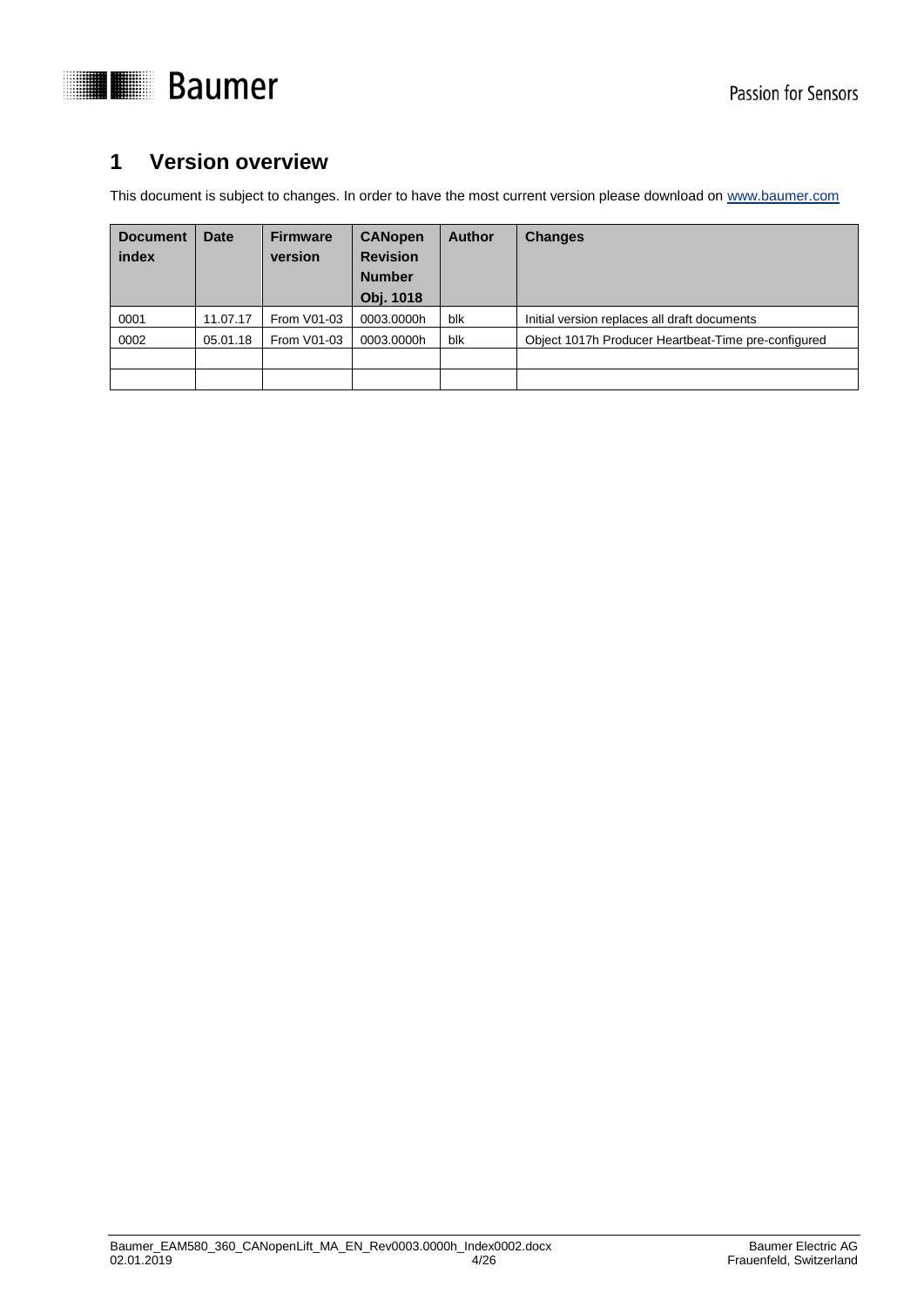# 1 Version overview

This document is subject to changes. In order to have the most current version please download on www.baumer.com

| Document index | Date | Firmware version | CANopen Revision Number Obj. 1018 | Author | Changes |
|---|---|---|---|---|---|
| 0001 | 11.07.17 | From V01-03 | 0003.0000h | blk | Initial version replaces all draft documents |
| 0002 | 05.01.18 | From V01-03 | 0003.0000h | blk | Object 1017h Producer Heartbeat-Time pre-configured |
| | | | | | |
| | | | | | |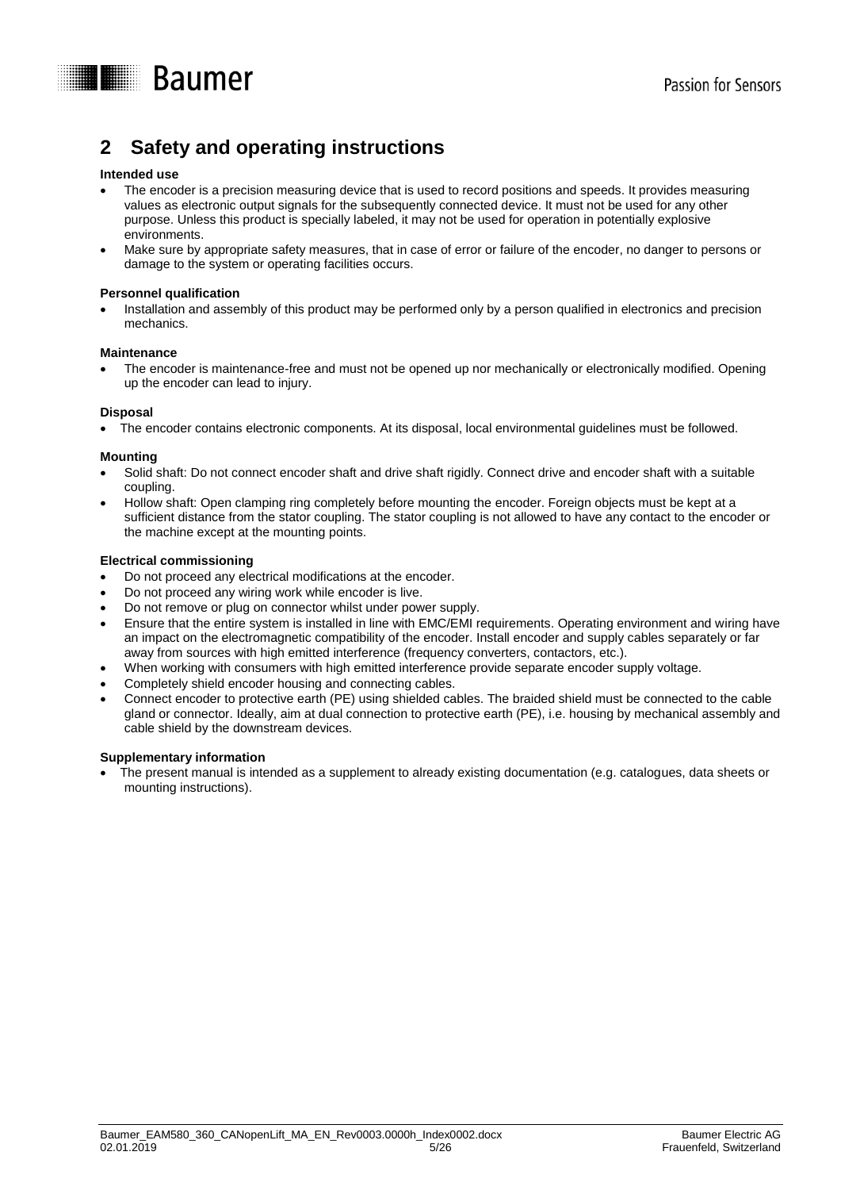# 2 Safety and operating instructions

**Intended use**

- The encoder is a precision measuring device that is used to record positions and speeds. It provides measuring values as electronic output signals for the subsequently connected device. It must not be used for any other purpose. Unless this product is specially labeled, it may not be used for operation in potentially explosive environments.
- Make sure by appropriate safety measures, that in case of error or failure of the encoder, no danger to persons or damage to the system or operating facilities occurs.

**Personnel qualification**

- Installation and assembly of this product may be performed only by a person qualified in electronics and precision mechanics.

**Maintenance**

- The encoder is maintenance-free and must not be opened up nor mechanically or electronically modified. Opening up the encoder can lead to injury.

**Disposal**

- The encoder contains electronic components. At its disposal, local environmental guidelines must be followed.

**Mounting**

- Solid shaft: Do not connect encoder shaft and drive shaft rigidly. Connect drive and encoder shaft with a suitable coupling.
- Hollow shaft: Open clamping ring completely before mounting the encoder. Foreign objects must be kept at a sufficient distance from the stator coupling. The stator coupling is not allowed to have any contact to the encoder or the machine except at the mounting points.

**Electrical commissioning**

- Do not proceed any electrical modifications at the encoder.
- Do not proceed any wiring work while encoder is live.
- Do not remove or plug on connector whilst under power supply.
- Ensure that the entire system is installed in line with EMC/EMI requirements. Operating environment and wiring have an impact on the electromagnetic compatibility of the encoder. Install encoder and supply cables separately or far away from sources with high emitted interference (frequency converters, contactors, etc.).
- When working with consumers with high emitted interference provide separate encoder supply voltage.
- Completely shield encoder housing and connecting cables.
- Connect encoder to protective earth (PE) using shielded cables. The braided shield must be connected to the cable gland or connector. Ideally, aim at dual connection to protective earth (PE), i.e. housing by mechanical assembly and cable shield by the downstream devices.

**Supplementary information**

- The present manual is intended as a supplement to already existing documentation (e.g. catalogues, data sheets or mounting instructions).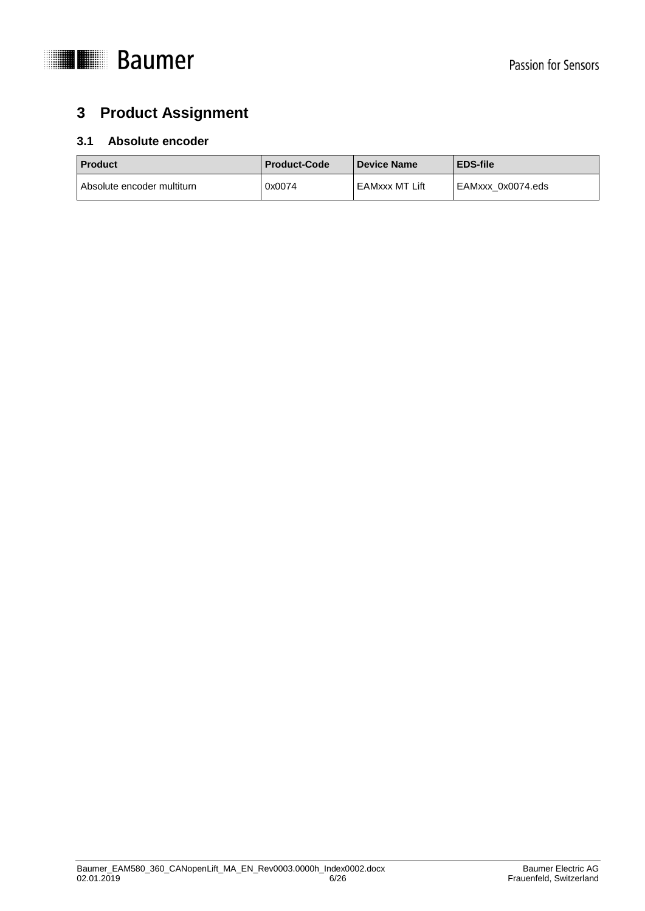# 3 Product Assignment

## 3.1 Absolute encoder

| Product | Product-Code | Device Name | EDS-file |
|---|---|---|---|
| Absolute encoder multiturn | 0x0074 | EAMxxx MT Lift | EAMxxx_0x0074.eds |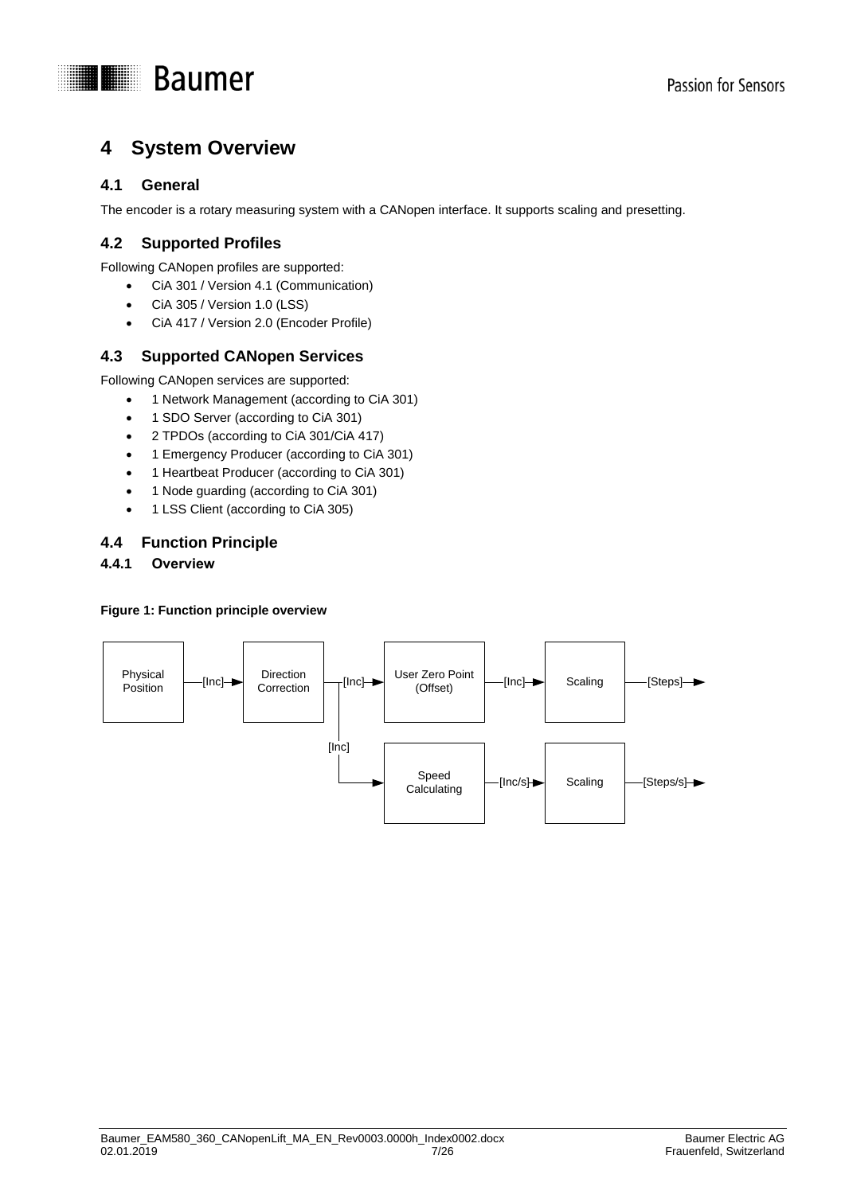# 4 System Overview

## 4.1 General

The encoder is a rotary measuring system with a CANopen interface. It supports scaling and presetting.

## 4.2 Supported Profiles

Following CANopen profiles are supported:

- CiA 301 / Version 4.1 (Communication)
- CiA 305 / Version 1.0 (LSS)
- CiA 417 / Version 2.0 (Encoder Profile)

## 4.3 Supported CANopen Services

Following CANopen services are supported:

- 1 Network Management (according to CiA 301)
- 1 SDO Server (according to CiA 301)
- 2 TPDOs (according to CiA 301/CiA 417)
- 1 Emergency Producer (according to CiA 301)
- 1 Heartbeat Producer (according to CiA 301)
- 1 Node guarding (according to CiA 301)
- 1 LSS Client (according to CiA 305)

## 4.4 Function Principle

### 4.4.1 Overview

**Figure 1: Function principle overview**

Physical Position —[Inc]→ Direction Correction —[Inc]→ User Zero Point (Offset) —[Inc]→ Scaling —[Steps]→

Direction Correction —[Inc]→ Speed Calculating —[Inc/s]→ Scaling —[Steps/s]→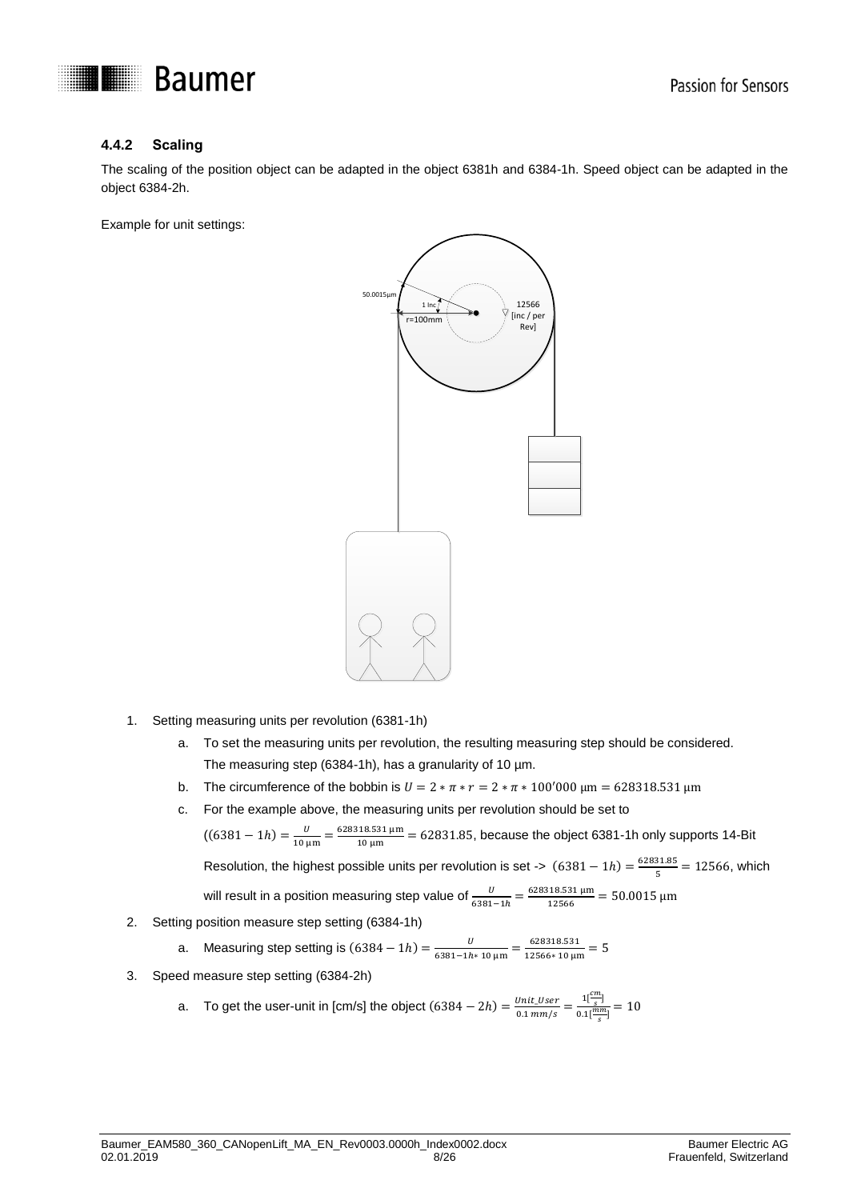### 4.4.2 Scaling

The scaling of the position object can be adapted in the object 6381h and 6384-1h. Speed object can be adapted in the object 6384-2h.

Example for unit settings:

1. Setting measuring units per revolution (6381-1h)
   a. To set the measuring units per revolution, the resulting measuring step should be considered. The measuring step (6384-1h), has a granularity of 10 µm.
   b. The circumference of the bobbin is $U = 2 * \pi * r = 2 * \pi * 100'000\ \mu\text{m} = 628318.531\ \mu\text{m}$
   c. For the example above, the measuring units per revolution should be set to $((6381 - 1h) = \frac{U}{10\ \mu\text{m}} = \frac{628318.531\ \mu\text{m}}{10\ \mu\text{m}} = 62831.85$, because the object 6381-1h only supports 14-Bit Resolution, the highest possible units per revolution is set -> $(6381 - 1h) = \frac{62831.85}{5} = 12566$, which will result in a position measuring step value of $\frac{U}{6381-1h} = \frac{628318.531\ \mu\text{m}}{12566} = 50.0015\ \mu\text{m}$
2. Setting position measure step setting (6384-1h)
   a. Measuring step setting is $(6384 - 1h) = \frac{U}{6381-1h * 10\ \mu\text{m}} = \frac{628318.531}{12566 * 10\ \mu\text{m}} = 5$
3. Speed measure step setting (6384-2h)
   a. To get the user-unit in [cm/s] the object $(6384 - 2h) = \frac{Unit\_User}{0.1\ mm/s} = \frac{1[\frac{cm}{s}]}{0.1[\frac{mm}{s}]} = 10$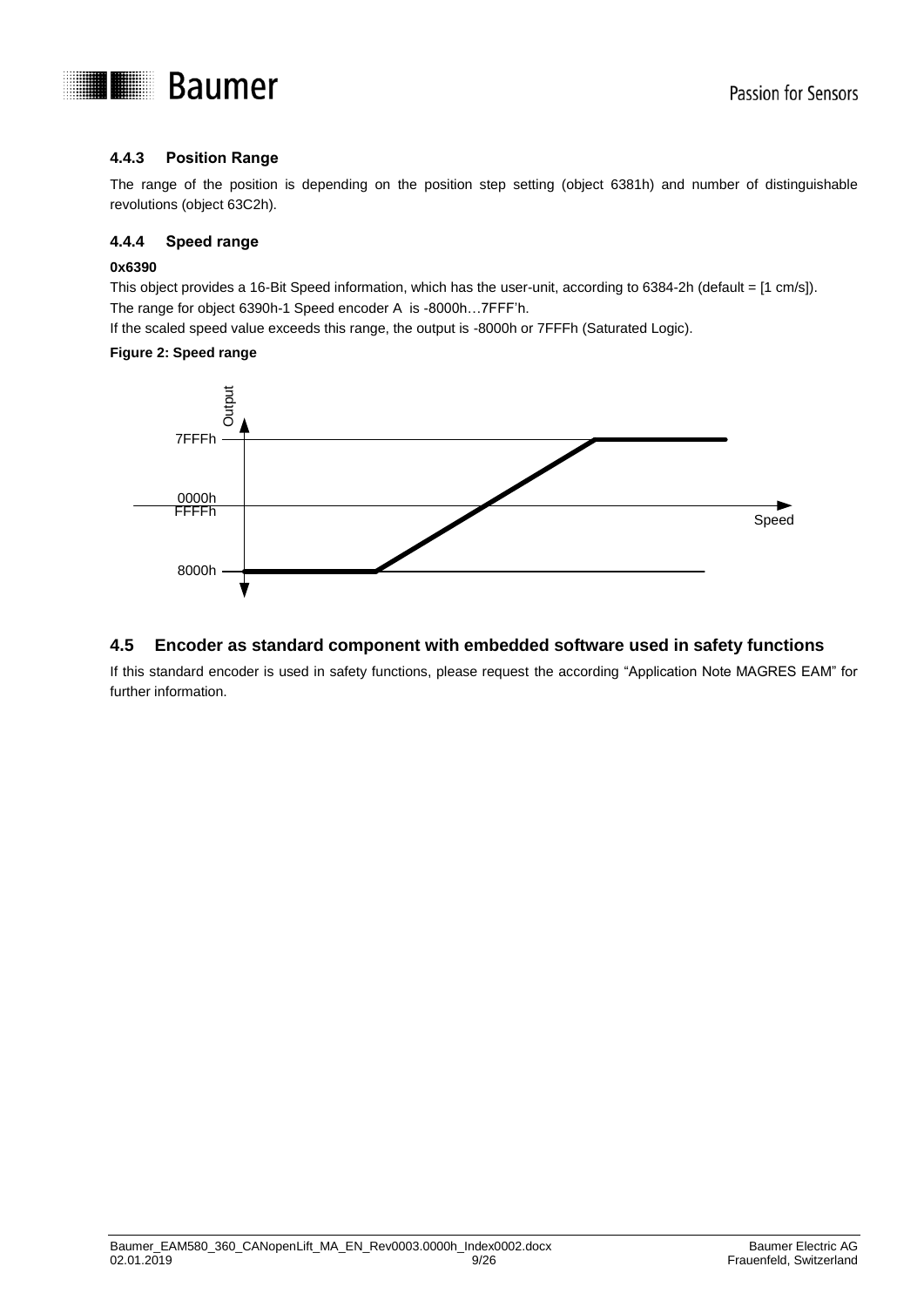### 4.4.3 Position Range

The range of the position is depending on the position step setting (object 6381h) and number of distinguishable revolutions (object 63C2h).

### 4.4.4 Speed range

**0x6390**

This object provides a 16-Bit Speed information, which has the user-unit, according to 6384-2h (default = [1 cm/s]).
The range for object 6390h-1 Speed encoder A is -8000h…7FFF'h.
If the scaled speed value exceeds this range, the output is -8000h or 7FFFh (Saturated Logic).

**Figure 2: Speed range**

## 4.5 Encoder as standard component with embedded software used in safety functions

If this standard encoder is used in safety functions, please request the according "Application Note MAGRES EAM" for further information.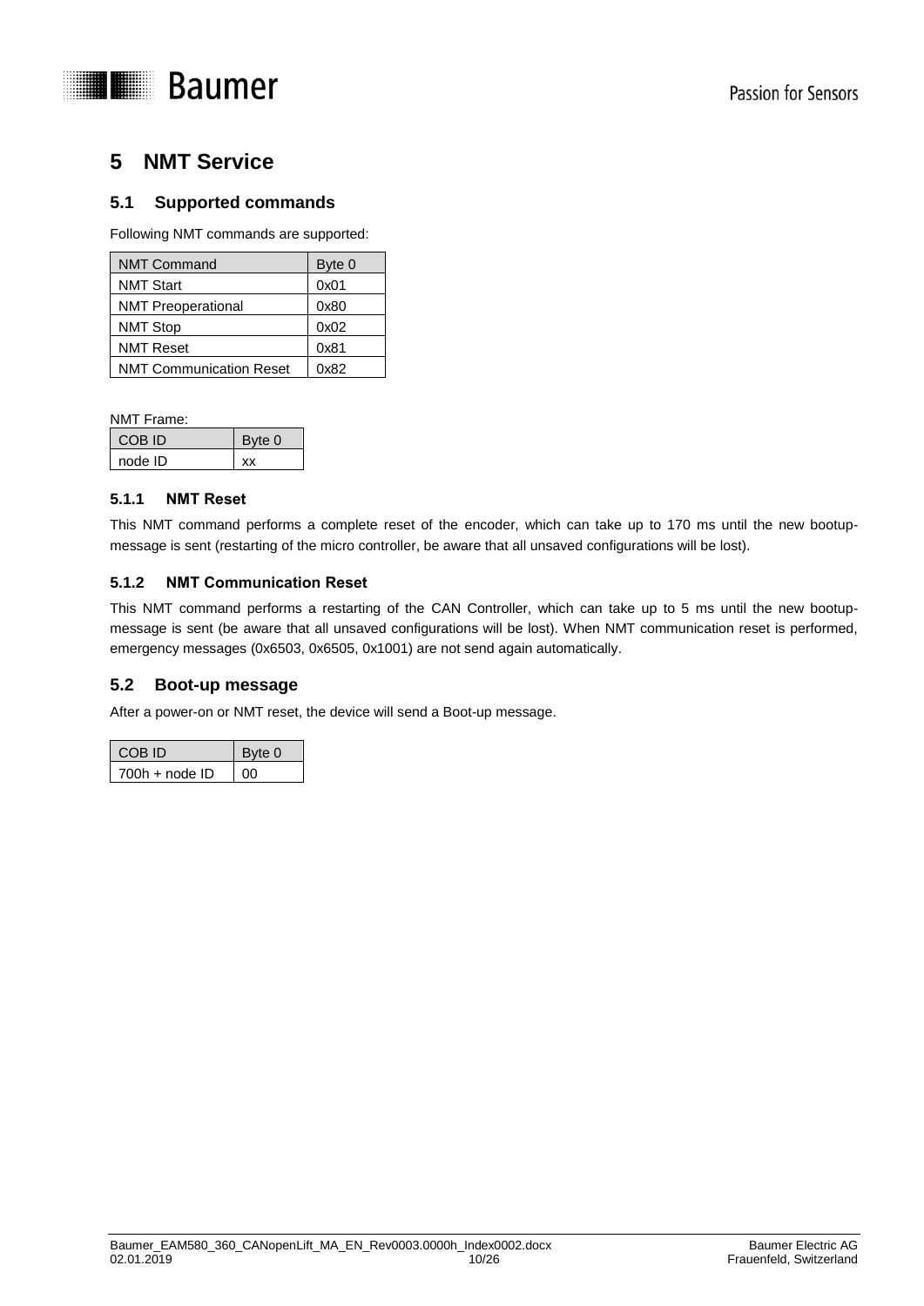# 5 NMT Service

## 5.1 Supported commands

Following NMT commands are supported:

| NMT Command | Byte 0 |
|---|---|
| NMT Start | 0x01 |
| NMT Preoperational | 0x80 |
| NMT Stop | 0x02 |
| NMT Reset | 0x81 |
| NMT Communication Reset | 0x82 |

NMT Frame:

| COB ID | Byte 0 |
|---|---|
| node ID | xx |

### 5.1.1 NMT Reset

This NMT command performs a complete reset of the encoder, which can take up to 170 ms until the new bootup-message is sent (restarting of the micro controller, be aware that all unsaved configurations will be lost).

### 5.1.2 NMT Communication Reset

This NMT command performs a restarting of the CAN Controller, which can take up to 5 ms until the new bootup-message is sent (be aware that all unsaved configurations will be lost). When NMT communication reset is performed, emergency messages (0x6503, 0x6505, 0x1001) are not send again automatically.

## 5.2 Boot-up message

After a power-on or NMT reset, the device will send a Boot-up message.

| COB ID | Byte 0 |
|---|---|
| 700h + node ID | 00 |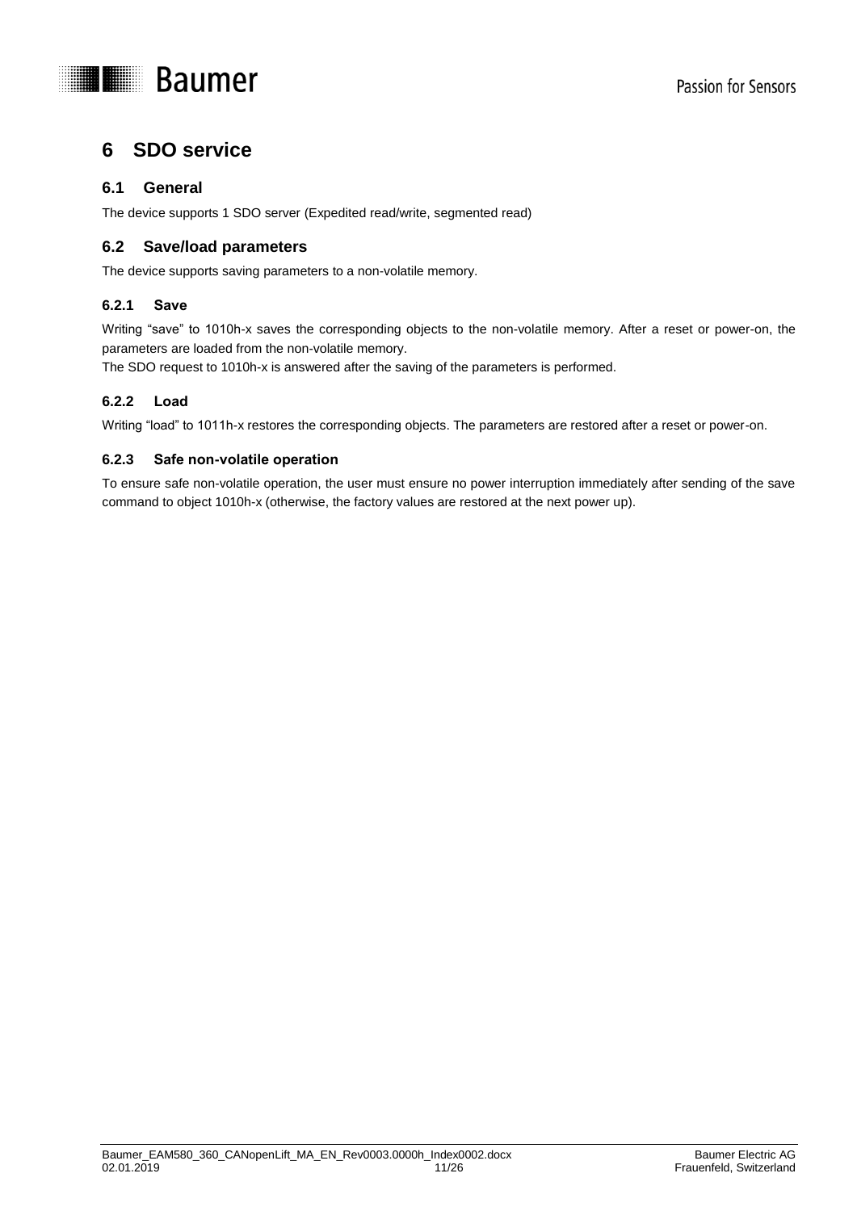# 6 SDO service

## 6.1 General

The device supports 1 SDO server (Expedited read/write, segmented read)

## 6.2 Save/load parameters

The device supports saving parameters to a non-volatile memory.

### 6.2.1 Save

Writing “save” to 1010h-x saves the corresponding objects to the non-volatile memory. After a reset or power-on, the parameters are loaded from the non-volatile memory.

The SDO request to 1010h-x is answered after the saving of the parameters is performed.

### 6.2.2 Load

Writing “load” to 1011h-x restores the corresponding objects. The parameters are restored after a reset or power-on.

### 6.2.3 Safe non-volatile operation

To ensure safe non-volatile operation, the user must ensure no power interruption immediately after sending of the save command to object 1010h-x (otherwise, the factory values are restored at the next power up).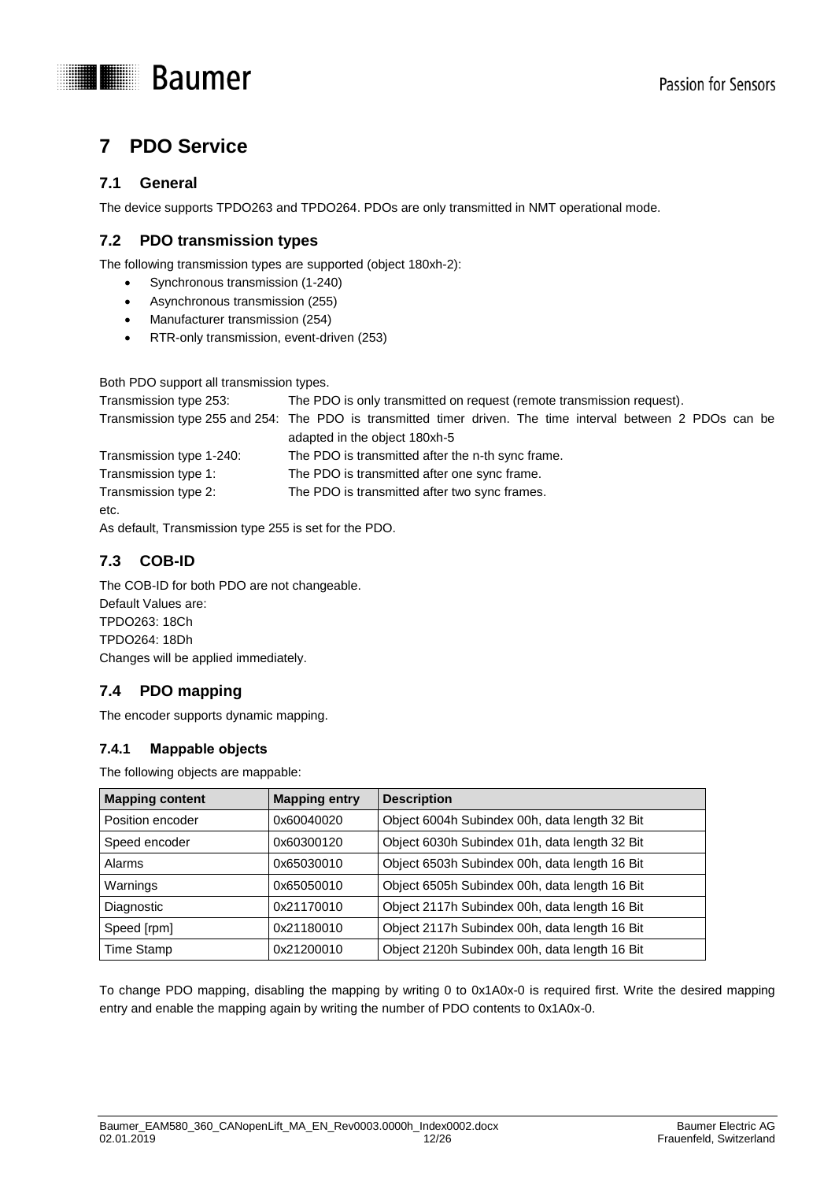# 7 PDO Service

## 7.1 General

The device supports TPDO263 and TPDO264. PDOs are only transmitted in NMT operational mode.

## 7.2 PDO transmission types

The following transmission types are supported (object 180xh-2):

- Synchronous transmission (1-240)
- Asynchronous transmission (255)
- Manufacturer transmission (254)
- RTR-only transmission, event-driven (253)

Both PDO support all transmission types.

Transmission type 253: The PDO is only transmitted on request (remote transmission request).

Transmission type 255 and 254: The PDO is transmitted timer driven. The time interval between 2 PDOs can be adapted in the object 180xh-5

Transmission type 1-240: The PDO is transmitted after the n-th sync frame.

Transmission type 1: The PDO is transmitted after one sync frame.

Transmission type 2: The PDO is transmitted after two sync frames.

etc.

As default, Transmission type 255 is set for the PDO.

## 7.3 COB-ID

The COB-ID for both PDO are not changeable.
Default Values are:
TPDO263: 18Ch
TPDO264: 18Dh
Changes will be applied immediately.

## 7.4 PDO mapping

The encoder supports dynamic mapping.

### 7.4.1 Mappable objects

The following objects are mappable:

| Mapping content | Mapping entry | Description |
|---|---|---|
| Position encoder | 0x60040020 | Object 6004h Subindex 00h, data length 32 Bit |
| Speed encoder | 0x60300120 | Object 6030h Subindex 01h, data length 32 Bit |
| Alarms | 0x65030010 | Object 6503h Subindex 00h, data length 16 Bit |
| Warnings | 0x65050010 | Object 6505h Subindex 00h, data length 16 Bit |
| Diagnostic | 0x21170010 | Object 2117h Subindex 00h, data length 16 Bit |
| Speed [rpm] | 0x21180010 | Object 2117h Subindex 00h, data length 16 Bit |
| Time Stamp | 0x21200010 | Object 2120h Subindex 00h, data length 16 Bit |

To change PDO mapping, disabling the mapping by writing 0 to 0x1A0x-0 is required first. Write the desired mapping entry and enable the mapping again by writing the number of PDO contents to 0x1A0x-0.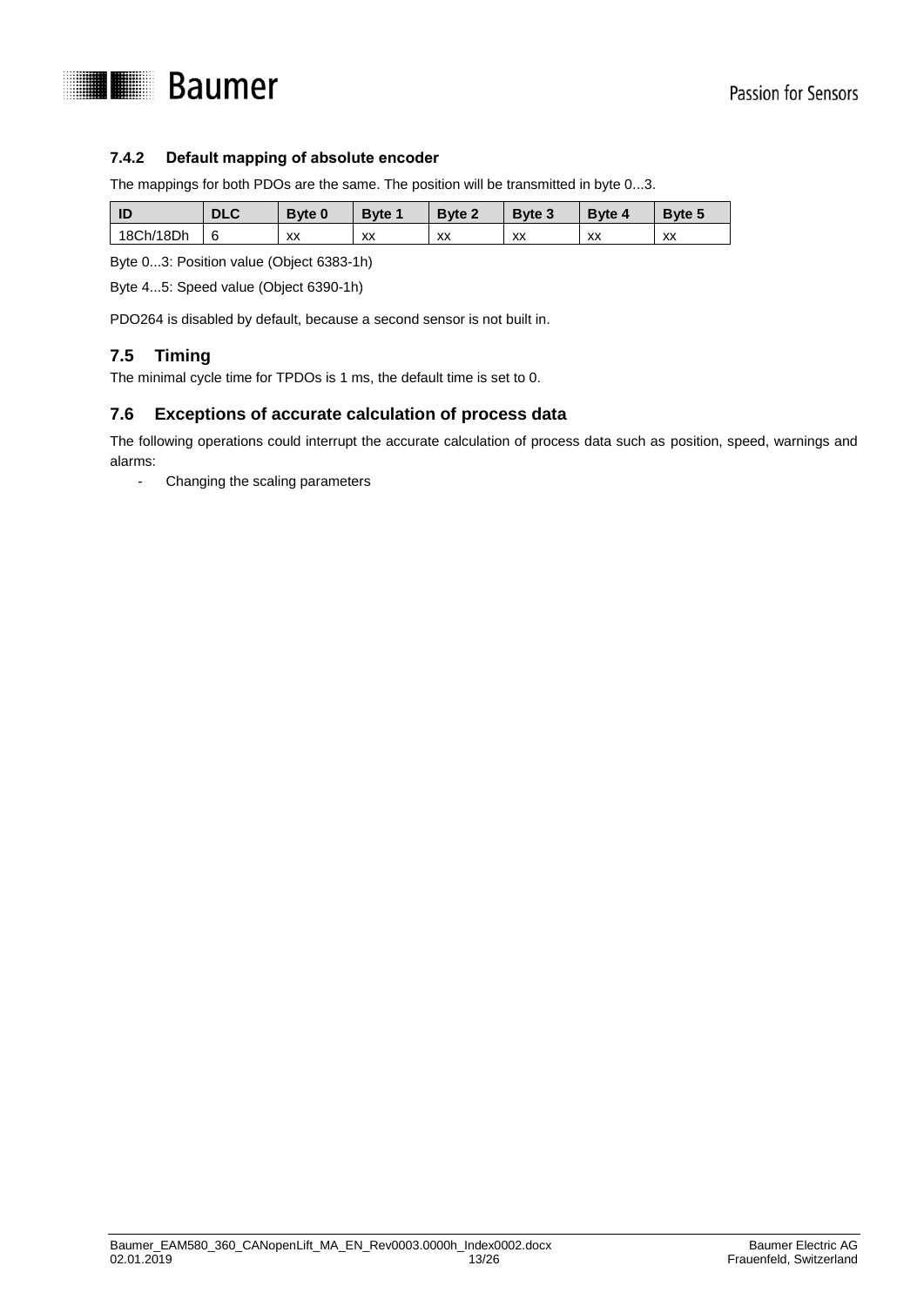### 7.4.2 Default mapping of absolute encoder

The mappings for both PDOs are the same. The position will be transmitted in byte 0...3.

| ID | DLC | Byte 0 | Byte 1 | Byte 2 | Byte 3 | Byte 4 | Byte 5 |
|---|---|---|---|---|---|---|---|
| 18Ch/18Dh | 6 | xx | xx | xx | xx | xx | xx |

Byte 0...3: Position value (Object 6383-1h)

Byte 4...5: Speed value (Object 6390-1h)

PDO264 is disabled by default, because a second sensor is not built in.

## 7.5 Timing

The minimal cycle time for TPDOs is 1 ms, the default time is set to 0.

## 7.6 Exceptions of accurate calculation of process data

The following operations could interrupt the accurate calculation of process data such as position, speed, warnings and alarms:

- Changing the scaling parameters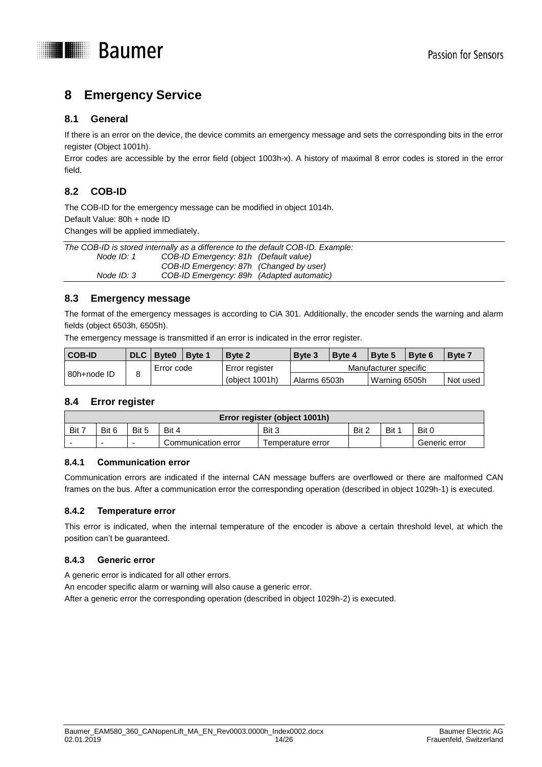# 8 Emergency Service

## 8.1 General

If there is an error on the device, the device commits an emergency message and sets the corresponding bits in the error register (Object 1001h).

Error codes are accessible by the error field (object 1003h-x). A history of maximal 8 error codes is stored in the error field.

## 8.2 COB-ID

The COB-ID for the emergency message can be modified in object 1014h.

Default Value: 80h + node ID

Changes will be applied immediately.

*The COB-ID is stored internally as a difference to the default COB-ID. Example:*

| | | |
|---|---|---|
| *Node ID: 1* | *COB-ID Emergency: 81h* | *(Default value)* |
| | *COB-ID Emergency: 87h* | *(Changed by user)* |
| *Node ID: 3* | *COB-ID Emergency: 89h* | *(Adapted automatic)* |

## 8.3 Emergency message

The format of the emergency messages is according to CiA 301. Additionally, the encoder sends the warning and alarm fields (object 6503h, 6505h).

The emergency message is transmitted if an error is indicated in the error register.

| COB-ID | DLC | Byte0 | Byte 1 | Byte 2 | Byte 3 | Byte 4 | Byte 5 | Byte 6 | Byte 7 |
|---|---|---|---|---|---|---|---|---|---|
| 80h+node ID | 8 | Error code | | Error register | Manufacturer specific | | | | |
| | | | | (object 1001h) | Alarms 6503h | | Warning 6505h | | Not used |

## 8.4 Error register

| Error register (object 1001h) | | | | | | | |
|---|---|---|---|---|---|---|---|
| Bit 7 | Bit 6 | Bit 5 | Bit 4 | Bit 3 | Bit 2 | Bit 1 | Bit 0 |
| - | - | - | Communication error | Temperature error | | | Generic error |

### 8.4.1 Communication error

Communication errors are indicated if the internal CAN message buffers are overflowed or there are malformed CAN frames on the bus. After a communication error the corresponding operation (described in object 1029h-1) is executed.

### 8.4.2 Temperature error

This error is indicated, when the internal temperature of the encoder is above a certain threshold level, at which the position can't be guaranteed.

### 8.4.3 Generic error

A generic error is indicated for all other errors.

An encoder specific alarm or warning will also cause a generic error.

After a generic error the corresponding operation (described in object 1029h-2) is executed.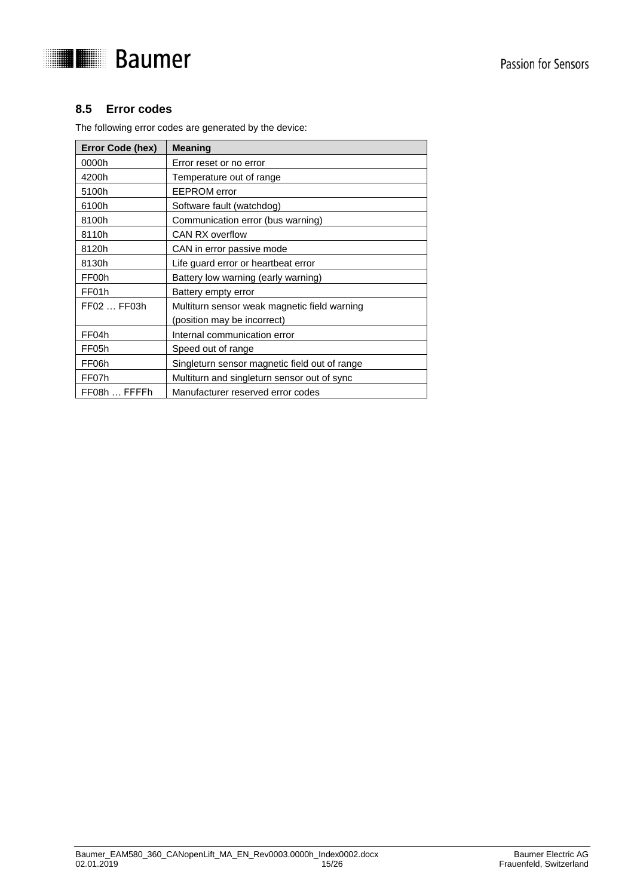### 8.5 Error codes

The following error codes are generated by the device:

| Error Code (hex) | Meaning |
|---|---|
| 0000h | Error reset or no error |
| 4200h | Temperature out of range |
| 5100h | EEPROM error |
| 6100h | Software fault (watchdog) |
| 8100h | Communication error (bus warning) |
| 8110h | CAN RX overflow |
| 8120h | CAN in error passive mode |
| 8130h | Life guard error or heartbeat error |
| FF00h | Battery low warning (early warning) |
| FF01h | Battery empty error |
| FF02 … FF03h | Multiturn sensor weak magnetic field warning (position may be incorrect) |
| FF04h | Internal communication error |
| FF05h | Speed out of range |
| FF06h | Singleturn sensor magnetic field out of range |
| FF07h | Multiturn and singleturn sensor out of sync |
| FF08h … FFFFh | Manufacturer reserved error codes |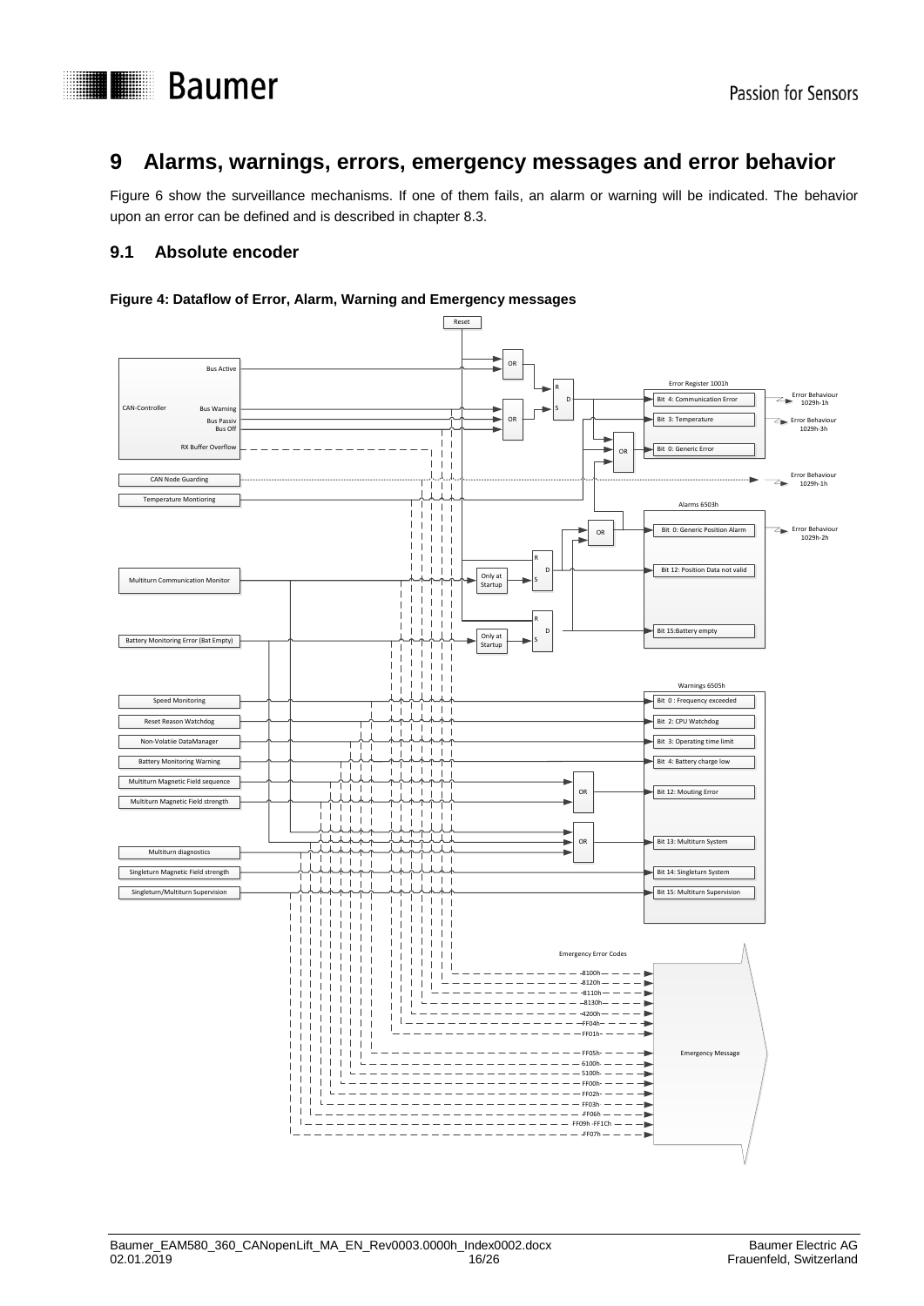# 9 Alarms, warnings, errors, emergency messages and error behavior

Figure 6 show the surveillance mechanisms. If one of them fails, an alarm or warning will be indicated. The behavior upon an error can be defined and is described in chapter 8.3.

## 9.1 Absolute encoder

**Figure 4: Dataflow of Error, Alarm, Warning and Emergency messages**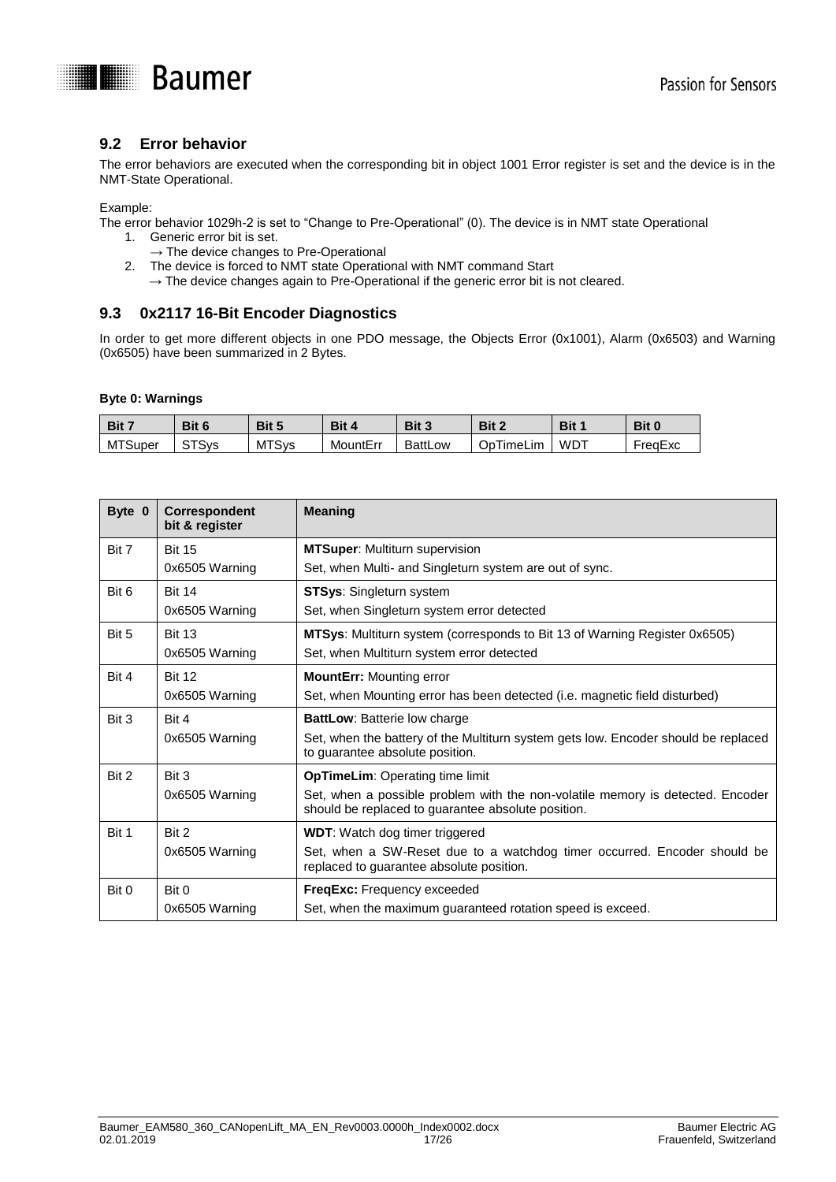## 9.2 Error behavior

The error behaviors are executed when the corresponding bit in object 1001 Error register is set and the device is in the NMT-State Operational.

Example:
The error behavior 1029h-2 is set to "Change to Pre-Operational" (0). The device is in NMT state Operational

1. Generic error bit is set.
   → The device changes to Pre-Operational
2. The device is forced to NMT state Operational with NMT command Start
   → The device changes again to Pre-Operational if the generic error bit is not cleared.

## 9.3 0x2117 16-Bit Encoder Diagnostics

In order to get more different objects in one PDO message, the Objects Error (0x1001), Alarm (0x6503) and Warning (0x6505) have been summarized in 2 Bytes.

**Byte 0: Warnings**

| Bit 7 | Bit 6 | Bit 5 | Bit 4 | Bit 3 | Bit 2 | Bit 1 | Bit 0 |
|---|---|---|---|---|---|---|---|
| MTSuper | STSys | MTSys | MountErr | BattLow | OpTimeLim | WDT | FreqExc |

| Byte 0 | Correspondent bit & register | Meaning |
|---|---|---|
| Bit 7 | Bit 15<br>0x6505 Warning | **MTSuper**: Multiturn supervision<br>Set, when Multi- and Singleturn system are out of sync. |
| Bit 6 | Bit 14<br>0x6505 Warning | **STSys**: Singleturn system<br>Set, when Singleturn system error detected |
| Bit 5 | Bit 13<br>0x6505 Warning | **MTSys**: Multiturn system (corresponds to Bit 13 of Warning Register 0x6505)<br>Set, when Multiturn system error detected |
| Bit 4 | Bit 12<br>0x6505 Warning | **MountErr:** Mounting error<br>Set, when Mounting error has been detected (i.e. magnetic field disturbed) |
| Bit 3 | Bit 4<br>0x6505 Warning | **BattLow**: Batterie low charge<br>Set, when the battery of the Multiturn system gets low. Encoder should be replaced to guarantee absolute position. |
| Bit 2 | Bit 3<br>0x6505 Warning | **OpTimeLim**: Operating time limit<br>Set, when a possible problem with the non-volatile memory is detected. Encoder should be replaced to guarantee absolute position. |
| Bit 1 | Bit 2<br>0x6505 Warning | **WDT**: Watch dog timer triggered<br>Set, when a SW-Reset due to a watchdog timer occurred. Encoder should be replaced to guarantee absolute position. |
| Bit 0 | Bit 0<br>0x6505 Warning | **FreqExc:** Frequency exceeded<br>Set, when the maximum guaranteed rotation speed is exceed. |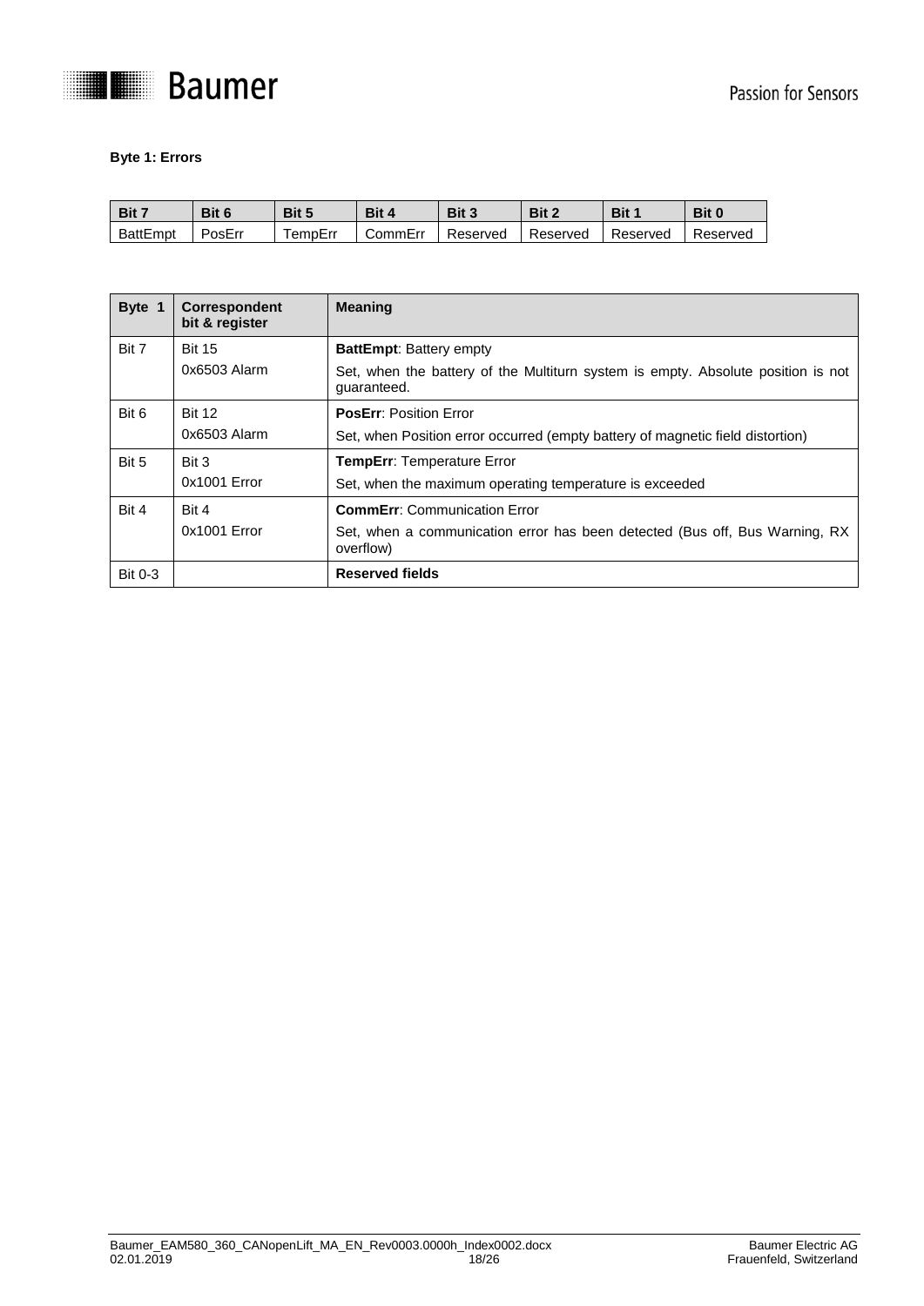**Byte 1: Errors**

| Bit 7 | Bit 6 | Bit 5 | Bit 4 | Bit 3 | Bit 2 | Bit 1 | Bit 0 |
|---|---|---|---|---|---|---|---|
| BattEmpt | PosErr | TempErr | CommErr | Reserved | Reserved | Reserved | Reserved |

| Byte 1 | Correspondent bit & register | Meaning |
|---|---|---|
| Bit 7 | Bit 15<br>0x6503 Alarm | **BattEmpt**: Battery empty<br>Set, when the battery of the Multiturn system is empty. Absolute position is not guaranteed. |
| Bit 6 | Bit 12<br>0x6503 Alarm | **PosErr**: Position Error<br>Set, when Position error occurred (empty battery of magnetic field distortion) |
| Bit 5 | Bit 3<br>0x1001 Error | **TempErr**: Temperature Error<br>Set, when the maximum operating temperature is exceeded |
| Bit 4 | Bit 4<br>0x1001 Error | **CommErr**: Communication Error<br>Set, when a communication error has been detected (Bus off, Bus Warning, RX overflow) |
| Bit 0-3 | | **Reserved fields** |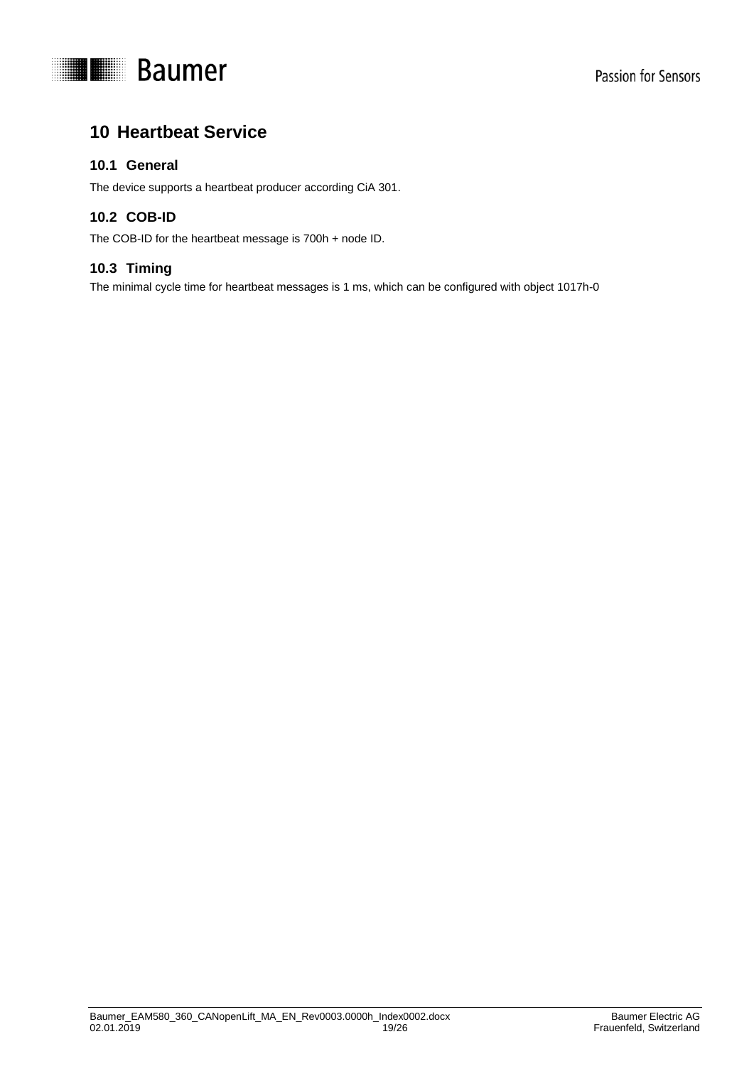# 10 Heartbeat Service

## 10.1 General

The device supports a heartbeat producer according CiA 301.

## 10.2 COB-ID

The COB-ID for the heartbeat message is 700h + node ID.

## 10.3 Timing

The minimal cycle time for heartbeat messages is 1 ms, which can be configured with object 1017h-0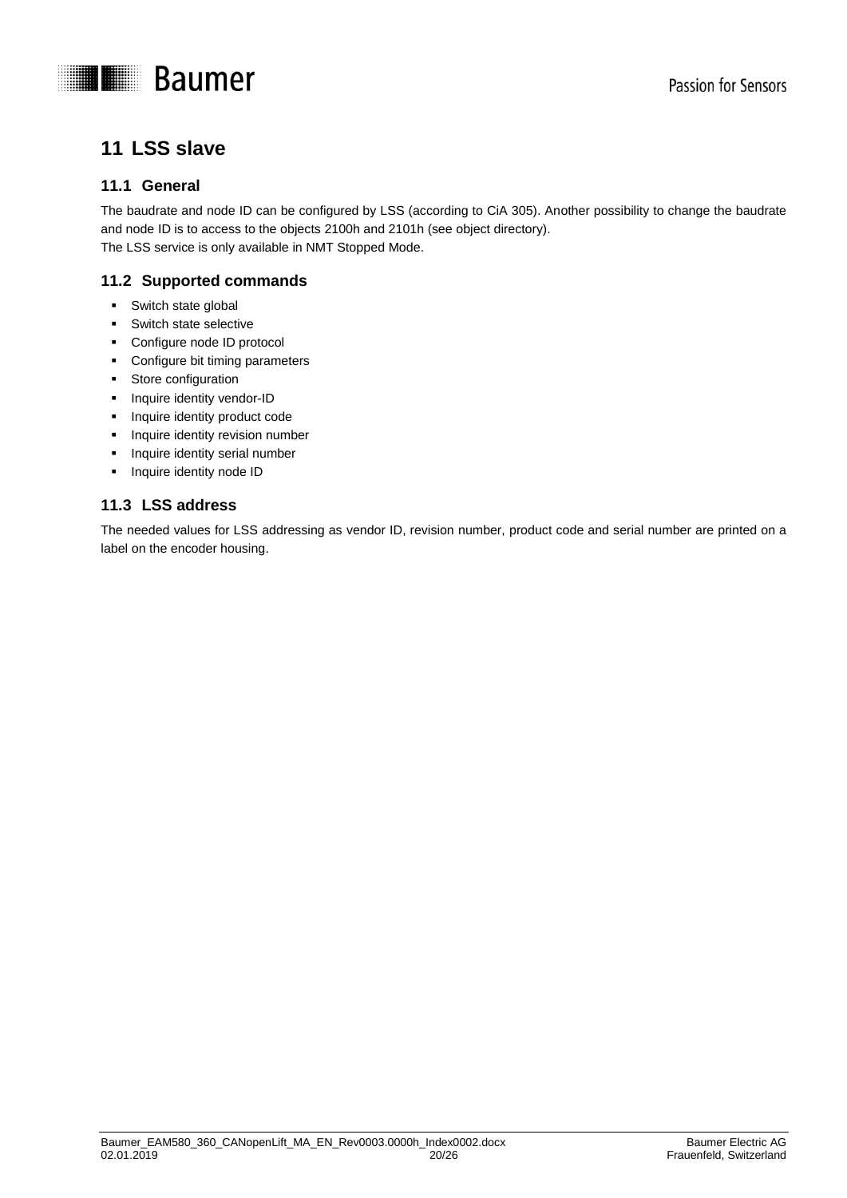# 11 LSS slave

## 11.1 General

The baudrate and node ID can be configured by LSS (according to CiA 305). Another possibility to change the baudrate and node ID is to access to the objects 2100h and 2101h (see object directory).
The LSS service is only available in NMT Stopped Mode.

## 11.2 Supported commands

- Switch state global
- Switch state selective
- Configure node ID protocol
- Configure bit timing parameters
- Store configuration
- Inquire identity vendor-ID
- Inquire identity product code
- Inquire identity revision number
- Inquire identity serial number
- Inquire identity node ID

## 11.3 LSS address

The needed values for LSS addressing as vendor ID, revision number, product code and serial number are printed on a label on the encoder housing.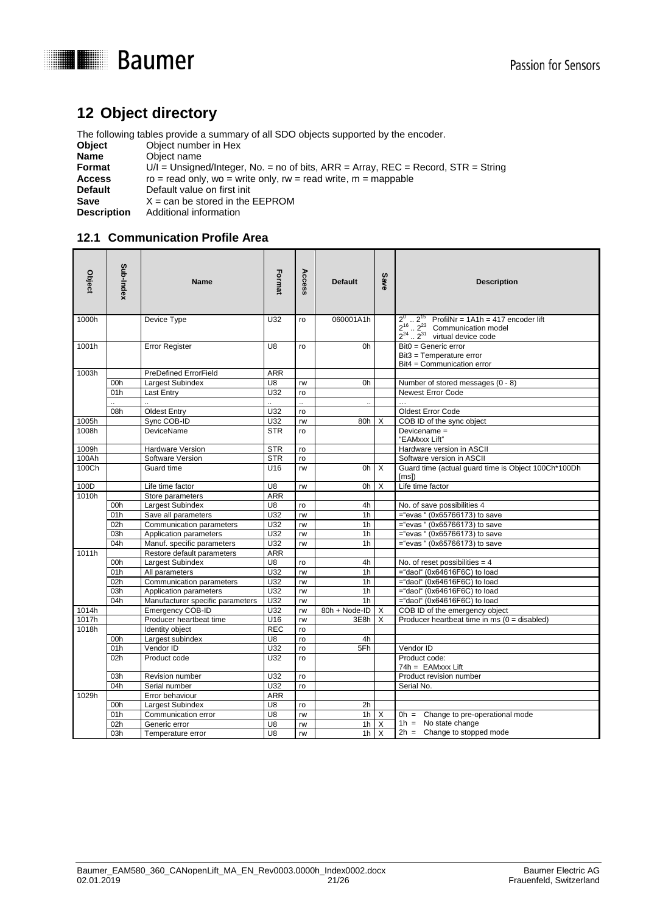# 12 Object directory

The following tables provide a summary of all SDO objects supported by the encoder.

**Object** Object number in Hex
**Name** Object name
**Format** U/I = Unsigned/Integer, No. = no of bits, ARR = Array, REC = Record, STR = String
**Access** ro = read only, wo = write only, rw = read write, m = mappable
**Default** Default value on first init
**Save** X = can be stored in the EEPROM
**Description** Additional information

## 12.1 Communication Profile Area

| Object | Sub-Index | Name | Format | Access | Default | Save | Description |
|---|---|---|---|---|---|---|---|
| 1000h | | Device Type | U32 | ro | 060001A1h | | $2^0$ .. $2^{15}$ ProfilNr = 1A1h = 417 encoder lift<br>$2^{16}$ .. $2^{23}$ Communication model<br>$2^{24}$ .. $2^{31}$ virtual device code |
| 1001h | | Error Register | U8 | ro | 0h | | Bit0 = Generic error<br>Bit3 = Temperature error<br>Bit4 = Communication error |
| 1003h | | PreDefined ErrorField | ARR | | | | |
| | 00h | Largest Subindex | U8 | rw | 0h | | Number of stored messages (0 - 8) |
| | 01h | Last Entry | U32 | ro | | | Newest Error Code |
| | .. | .. | .. | .. | .. | | … |
| | 08h | Oldest Entry | U32 | ro | | | Oldest Error Code |
| 1005h | | Sync COB-ID | U32 | rw | 80h | X | COB ID of the sync object |
| 1008h | | DeviceName | STR | ro | | | Devicename = "EAMxxx Lift" |
| 1009h | | Hardware Version | STR | ro | | | Hardware version in ASCII |
| 100Ah | | Software Version | STR | ro | | | Software version in ASCII |
| 100Ch | | Guard time | U16 | rw | 0h | X | Guard time (actual guard time is Object 100Ch*100Dh [ms]) |
| 100D | | Life time factor | U8 | rw | 0h | X | Life time factor |
| 1010h | | Store parameters | ARR | | | | |
| | 00h | Largest Subindex | U8 | ro | 4h | | No. of save possibilities 4 |
| | 01h | Save all parameters | U32 | rw | 1h | | ="evas " (0x65766173) to save |
| | 02h | Communication parameters | U32 | rw | 1h | | ="evas " (0x65766173) to save |
| | 03h | Application parameters | U32 | rw | 1h | | ="evas " (0x65766173) to save |
| | 04h | Manuf. specific parameters | U32 | rw | 1h | | ="evas " (0x65766173) to save |
| 1011h | | Restore default parameters | ARR | | | | |
| | 00h | Largest Subindex | U8 | ro | 4h | | No. of reset possibilities = 4 |
| | 01h | All parameters | U32 | rw | 1h | | ="daol" (0x64616F6C) to load |
| | 02h | Communication parameters | U32 | rw | 1h | | ="daol" (0x64616F6C) to load |
| | 03h | Application parameters | U32 | rw | 1h | | ="daol" (0x64616F6C) to load |
| | 04h | Manufacturer specific parameters | U32 | rw | 1h | | ="daol" (0x64616F6C) to load |
| 1014h | | Emergency COB-ID | U32 | rw | 80h + Node-ID | X | COB ID of the emergency object |
| 1017h | | Producer heartbeat time | U16 | rw | 3E8h | X | Producer heartbeat time in ms (0 = disabled) |
| 1018h | | Identity object | REC | ro | | | |
| | 00h | Largest subindex | U8 | ro | 4h | | |
| | 01h | Vendor ID | U32 | ro | 5Fh | | Vendor ID |
| | 02h | Product code | U32 | ro | | | Product code:<br>74h = EAMxxx Lift |
| | 03h | Revision number | U32 | ro | | | Product revision number |
| | 04h | Serial number | U32 | ro | | | Serial No. |
| 1029h | | Error behaviour | ARR | | | | |
| | 00h | Largest Subindex | U8 | ro | 2h | | |
| | 01h | Communication error | U8 | rw | 1h | X | 0h = Change to pre-operational mode<br>1h = No state change<br>2h = Change to stopped mode |
| | 02h | Generic error | U8 | rw | 1h | X | |
| | 03h | Temperature error | U8 | rw | 1h | X | |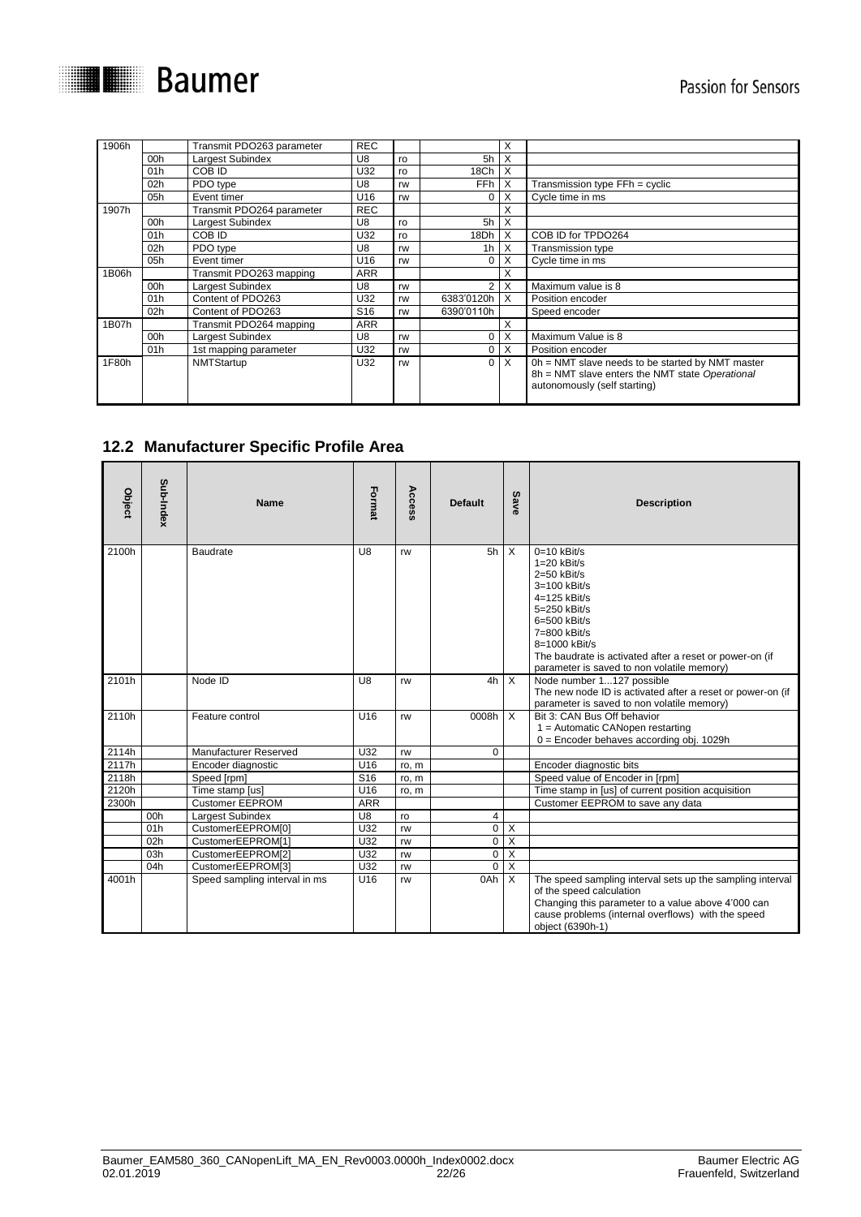| | | | | | | | |
|---|---|---|---|---|---|---|---|
| 1906h | | Transmit PDO263 parameter | REC | | | X | |
| | 00h | Largest Subindex | U8 | ro | 5h | X | |
| | 01h | COB ID | U32 | ro | 18Ch | X | |
| | 02h | PDO type | U8 | rw | FFh | X | Transmission type FFh = cyclic |
| | 05h | Event timer | U16 | rw | 0 | X | Cycle time in ms |
| 1907h | | Transmit PDO264 parameter | REC | | | X | |
| | 00h | Largest Subindex | U8 | ro | 5h | X | |
| | 01h | COB ID | U32 | ro | 18Dh | X | COB ID for TPDO264 |
| | 02h | PDO type | U8 | rw | 1h | X | Transmission type |
| | 05h | Event timer | U16 | rw | 0 | X | Cycle time in ms |
| 1B06h | | Transmit PDO263 mapping | ARR | | | X | |
| | 00h | Largest Subindex | U8 | rw | 2 | X | Maximum value is 8 |
| | 01h | Content of PDO263 | U32 | rw | 6383'0120h | X | Position encoder |
| | 02h | Content of PDO263 | S16 | rw | 6390'0110h | | Speed encoder |
| 1B07h | | Transmit PDO264 mapping | ARR | | | X | |
| | 00h | Largest Subindex | U8 | rw | 0 | X | Maximum Value is 8 |
| | 01h | 1st mapping parameter | U32 | rw | 0 | X | Position encoder |
| 1F80h | | NMTStartup | U32 | rw | 0 | X | 0h = NMT slave needs to be started by NMT master<br>8h = NMT slave enters the NMT state *Operational* autonomously (self starting) |

## 12.2 Manufacturer Specific Profile Area

| Object | Sub-Index | Name | Format | Access | Default | Save | Description |
|---|---|---|---|---|---|---|---|
| 2100h | | Baudrate | U8 | rw | 5h | X | 0=10 kBit/s<br>1=20 kBit/s<br>2=50 kBit/s<br>3=100 kBit/s<br>4=125 kBit/s<br>5=250 kBit/s<br>6=500 kBit/s<br>7=800 kBit/s<br>8=1000 kBit/s<br>The baudrate is activated after a reset or power-on (if parameter is saved to non volatile memory) |
| 2101h | | Node ID | U8 | rw | 4h | X | Node number 1...127 possible<br>The new node ID is activated after a reset or power-on (if parameter is saved to non volatile memory) |
| 2110h | | Feature control | U16 | rw | 0008h | X | Bit 3: CAN Bus Off behavior<br>1 = Automatic CANopen restarting<br>0 = Encoder behaves according obj. 1029h |
| 2114h | | Manufacturer Reserved | U32 | rw | 0 | | |
| 2117h | | Encoder diagnostic | U16 | ro, m | | | Encoder diagnostic bits |
| 2118h | | Speed [rpm] | S16 | ro, m | | | Speed value of Encoder in [rpm] |
| 2120h | | Time stamp [us] | U16 | ro, m | | | Time stamp in [us] of current position acquisition |
| 2300h | | Customer EEPROM | ARR | | | | Customer EEPROM to save any data |
| | 00h | Largest Subindex | U8 | ro | 4 | | |
| | 01h | CustomerEEPROM[0] | U32 | rw | 0 | X | |
| | 02h | CustomerEEPROM[1] | U32 | rw | 0 | X | |
| | 03h | CustomerEEPROM[2] | U32 | rw | 0 | X | |
| | 04h | CustomerEEPROM[3] | U32 | rw | 0 | X | |
| 4001h | | Speed sampling interval in ms | U16 | rw | 0Ah | X | The speed sampling interval sets up the sampling interval of the speed calculation<br>Changing this parameter to a value above 4'000 can cause problems (internal overflows) with the speed object (6390h-1) |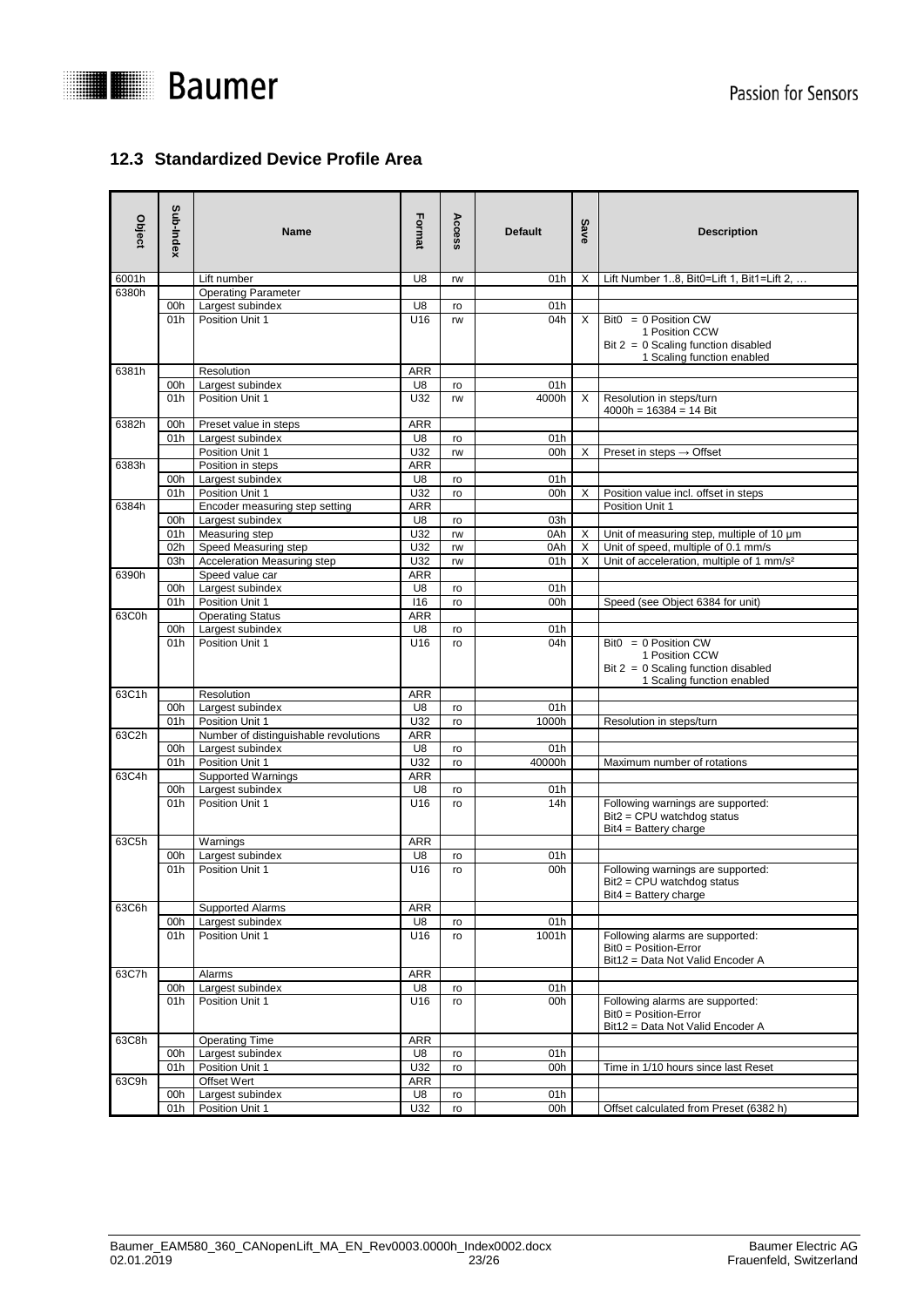## 12.3 Standardized Device Profile Area

| Object | Sub-Index | Name | Format | Access | Default | Save | Description |
|---|---|---|---|---|---|---|---|
| 6001h | | Lift number | U8 | rw | 01h | X | Lift Number 1..8, Bit0=Lift 1, Bit1=Lift 2, … |
| 6380h | | Operating Parameter | | | | | |
| | 00h | Largest subindex | U8 | ro | 01h | | |
| | 01h | Position Unit 1 | U16 | rw | 04h | X | Bit0 = 0 Position CW<br>1 Position CCW<br>Bit 2 = 0 Scaling function disabled<br>1 Scaling function enabled |
| 6381h | | Resolution | ARR | | | | |
| | 00h | Largest subindex | U8 | ro | 01h | | |
| | 01h | Position Unit 1 | U32 | rw | 4000h | X | Resolution in steps/turn<br>4000h = 16384 = 14 Bit |
| 6382h | 00h | Preset value in steps | ARR | | | | |
| | 01h | Largest subindex | U8 | ro | 01h | | |
| | | Position Unit 1 | U32 | rw | 00h | X | Preset in steps → Offset |
| 6383h | | Position in steps | ARR | | | | |
| | 00h | Largest subindex | U8 | ro | 01h | | |
| | 01h | Position Unit 1 | U32 | ro | 00h | X | Position value incl. offset in steps |
| 6384h | | Encoder measuring step setting | ARR | | | | Position Unit 1 |
| | 00h | Largest subindex | U8 | ro | 03h | | |
| | 01h | Measuring step | U32 | rw | 0Ah | X | Unit of measuring step, multiple of 10 µm |
| | 02h | Speed Measuring step | U32 | rw | 0Ah | X | Unit of speed, multiple of 0.1 mm/s |
| | 03h | Acceleration Measuring step | U32 | rw | 01h | X | Unit of acceleration, multiple of 1 mm/s² |
| 6390h | | Speed value car | ARR | | | | |
| | 00h | Largest subindex | U8 | ro | 01h | | |
| | 01h | Position Unit 1 | I16 | ro | 00h | | Speed (see Object 6384 for unit) |
| 63C0h | | Operating Status | ARR | | | | |
| | 00h | Largest subindex | U8 | ro | 01h | | |
| | 01h | Position Unit 1 | U16 | ro | 04h | | Bit0 = 0 Position CW<br>1 Position CCW<br>Bit 2 = 0 Scaling function disabled<br>1 Scaling function enabled |
| 63C1h | | Resolution | ARR | | | | |
| | 00h | Largest subindex | U8 | ro | 01h | | |
| | 01h | Position Unit 1 | U32 | ro | 1000h | | Resolution in steps/turn |
| 63C2h | | Number of distinguishable revolutions | ARR | | | | |
| | 00h | Largest subindex | U8 | ro | 01h | | |
| | 01h | Position Unit 1 | U32 | ro | 40000h | | Maximum number of rotations |
| 63C4h | | Supported Warnings | ARR | | | | |
| | 00h | Largest subindex | U8 | ro | 01h | | |
| | 01h | Position Unit 1 | U16 | ro | 14h | | Following warnings are supported:<br>Bit2 = CPU watchdog status<br>Bit4 = Battery charge |
| 63C5h | | Warnings | ARR | | | | |
| | 00h | Largest subindex | U8 | ro | 01h | | |
| | 01h | Position Unit 1 | U16 | ro | 00h | | Following warnings are supported:<br>Bit2 = CPU watchdog status<br>Bit4 = Battery charge |
| 63C6h | | Supported Alarms | ARR | | | | |
| | 00h | Largest subindex | U8 | ro | 01h | | |
| | 01h | Position Unit 1 | U16 | ro | 1001h | | Following alarms are supported:<br>Bit0 = Position-Error<br>Bit12 = Data Not Valid Encoder A |
| 63C7h | | Alarms | ARR | | | | |
| | 00h | Largest subindex | U8 | ro | 01h | | |
| | 01h | Position Unit 1 | U16 | ro | 00h | | Following alarms are supported:<br>Bit0 = Position-Error<br>Bit12 = Data Not Valid Encoder A |
| 63C8h | | Operating Time | ARR | | | | |
| | 00h | Largest subindex | U8 | ro | 01h | | |
| | 01h | Position Unit 1 | U32 | ro | 00h | | Time in 1/10 hours since last Reset |
| 63C9h | | Offset Wert | ARR | | | | |
| | 00h | Largest subindex | U8 | ro | 01h | | |
| | 01h | Position Unit 1 | U32 | ro | 00h | | Offset calculated from Preset (6382 h) |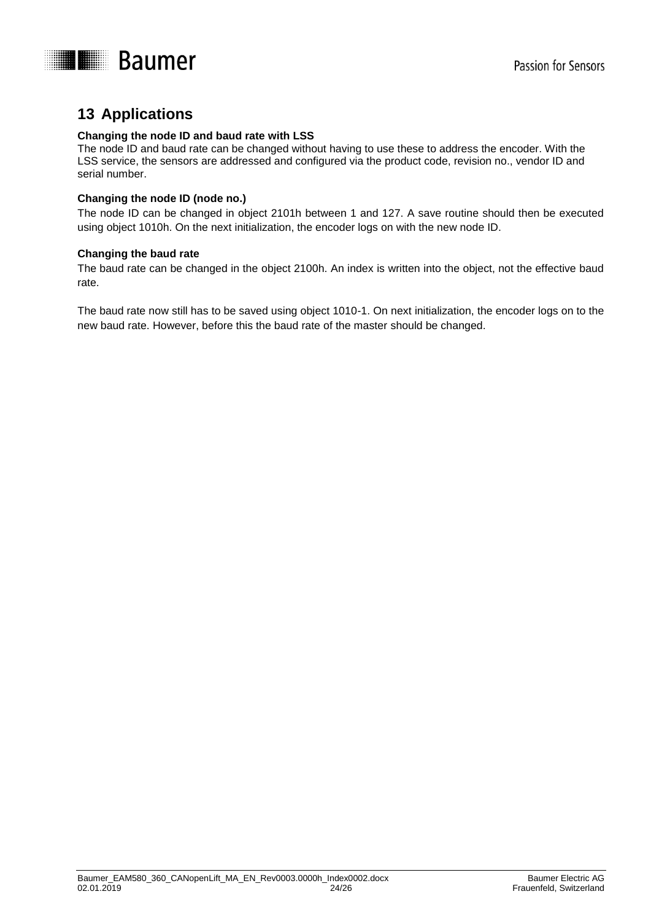# 13 Applications

**Changing the node ID and baud rate with LSS**

The node ID and baud rate can be changed without having to use these to address the encoder. With the LSS service, the sensors are addressed and configured via the product code, revision no., vendor ID and serial number.

**Changing the node ID (node no.)**

The node ID can be changed in object 2101h between 1 and 127. A save routine should then be executed using object 1010h. On the next initialization, the encoder logs on with the new node ID.

**Changing the baud rate**

The baud rate can be changed in the object 2100h. An index is written into the object, not the effective baud rate.

The baud rate now still has to be saved using object 1010-1. On next initialization, the encoder logs on to the new baud rate. However, before this the baud rate of the master should be changed.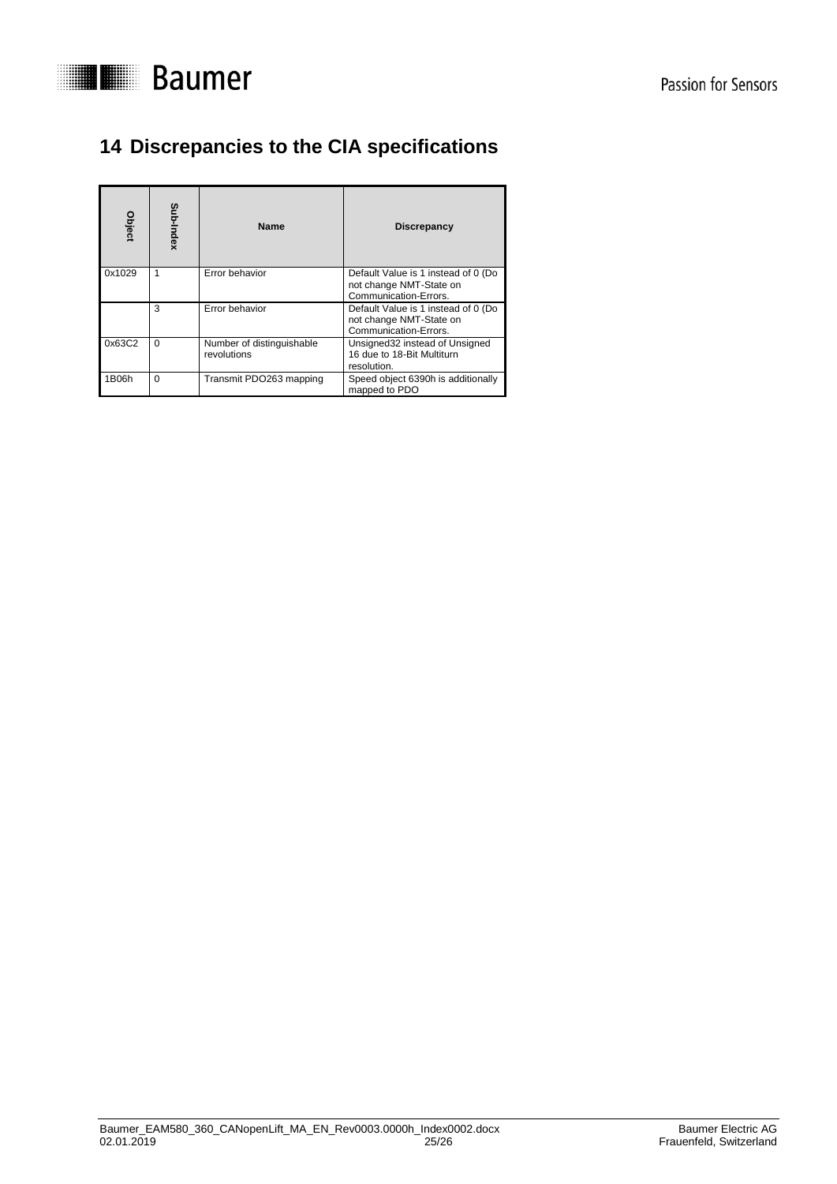# 14 Discrepancies to the CIA specifications

| Object | Sub-Index | Name | Discrepancy |
|---|---|---|---|
| 0x1029 | 1 | Error behavior | Default Value is 1 instead of 0 (Do not change NMT-State on Communication-Errors. |
| | 3 | Error behavior | Default Value is 1 instead of 0 (Do not change NMT-State on Communication-Errors. |
| 0x63C2 | 0 | Number of distinguishable revolutions | Unsigned32 instead of Unsigned 16 due to 18-Bit Multiturn resolution. |
| 1B06h | 0 | Transmit PDO263 mapping | Speed object 6390h is additionally mapped to PDO |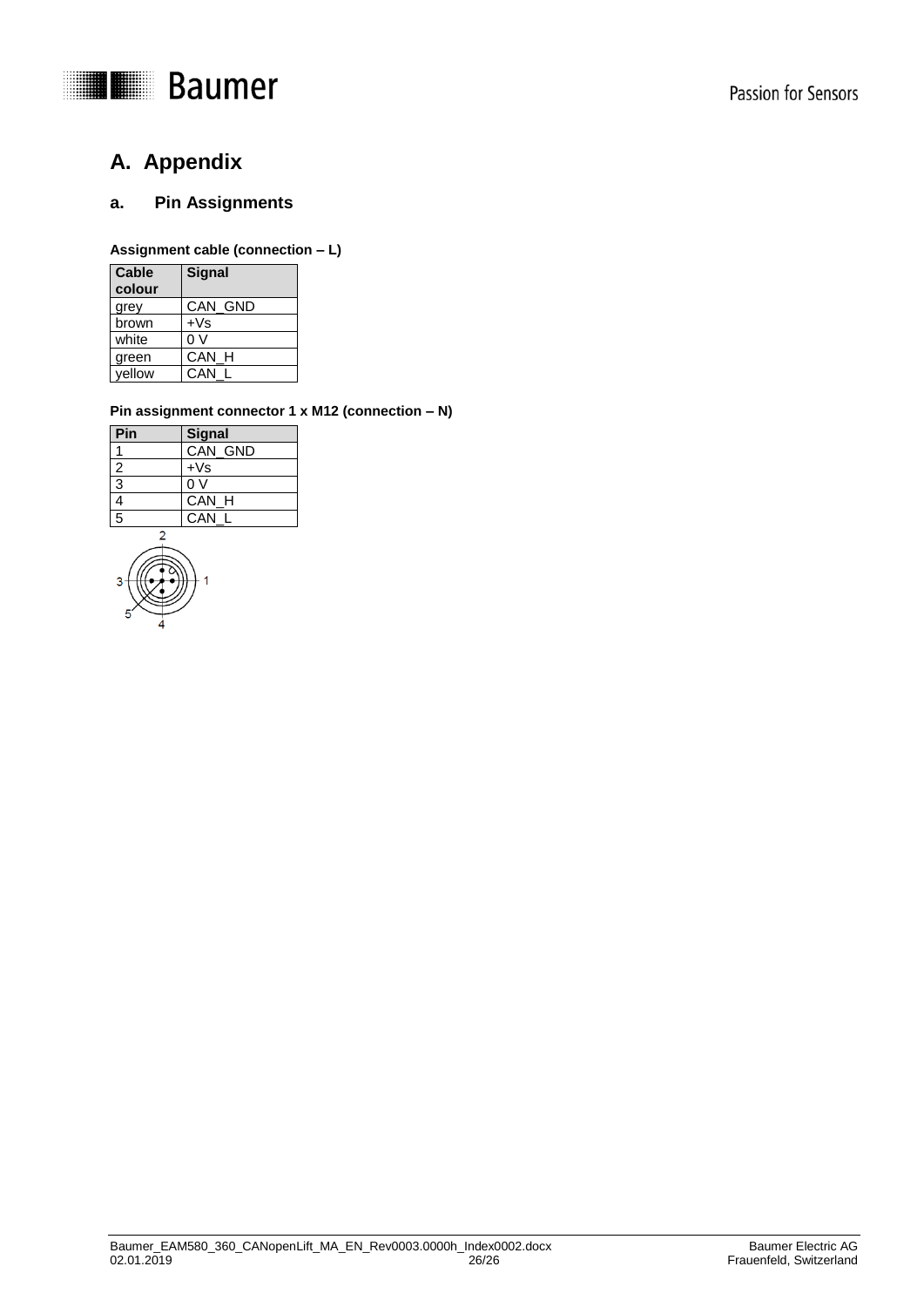# A. Appendix

## a. Pin Assignments

**Assignment cable (connection – L)**

| Cable colour | Signal |
|---|---|
| grey | CAN_GND |
| brown | +Vs |
| white | 0 V |
| green | CAN_H |
| yellow | CAN_L |

**Pin assignment connector 1 x M12 (connection – N)**

| Pin | Signal |
|---|---|
| 1 | CAN_GND |
| 2 | +Vs |
| 3 | 0 V |
| 4 | CAN_H |
| 5 | CAN_L |

2

3 1

5

4